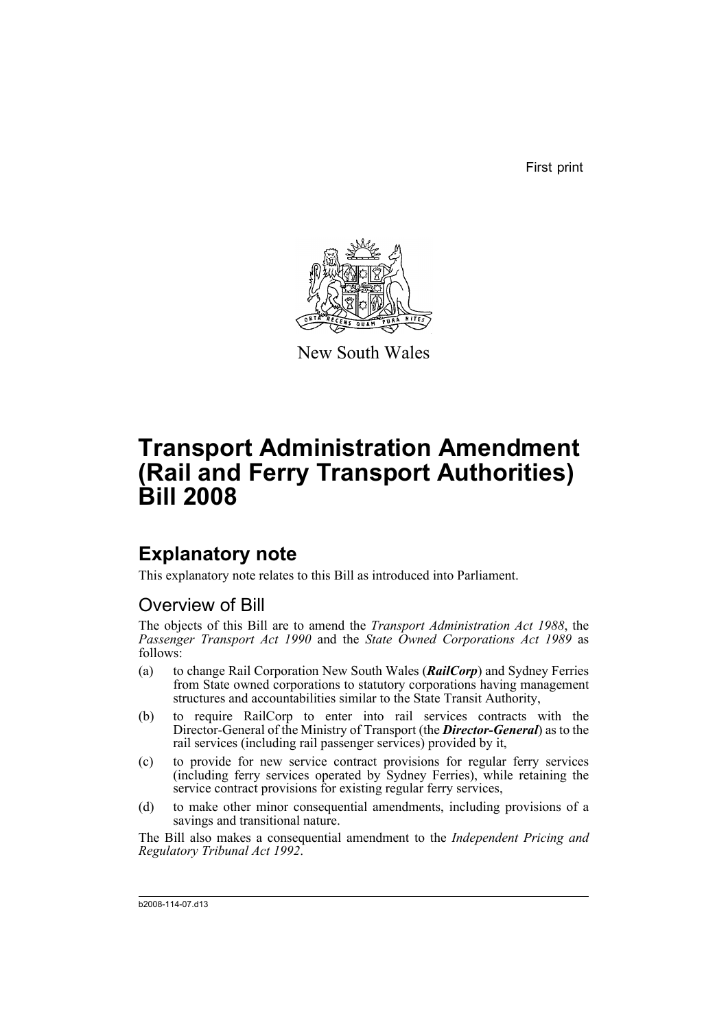First print

New South Wales

# Transport Administration Amendment (Rail and Ferry Transport Authorities) Bill 2008

## Explanatory note

This explanatory note relates to this Bill as introduced into Parliament.

### Overview of Bill

The objects of this Bill are to amend the *Transport Administration Act 1988*, the *Passenger Transport Act 1990* and the *State Owned Corporations Act 1989* as follows:

(a) to change Rail Corporation New South Wales (***RailCorp***) and Sydney Ferries from State owned corporations to statutory corporations having management structures and accountabilities similar to the State Transit Authority,

(b) to require RailCorp to enter into rail services contracts with the Director-General of the Ministry of Transport (the ***Director-General***) as to the rail services (including rail passenger services) provided by it,

(c) to provide for new service contract provisions for regular ferry services (including ferry services operated by Sydney Ferries), while retaining the service contract provisions for existing regular ferry services,

(d) to make other minor consequential amendments, including provisions of a savings and transitional nature.

The Bill also makes a consequential amendment to the *Independent Pricing and Regulatory Tribunal Act 1992*.

b2008-114-07.d13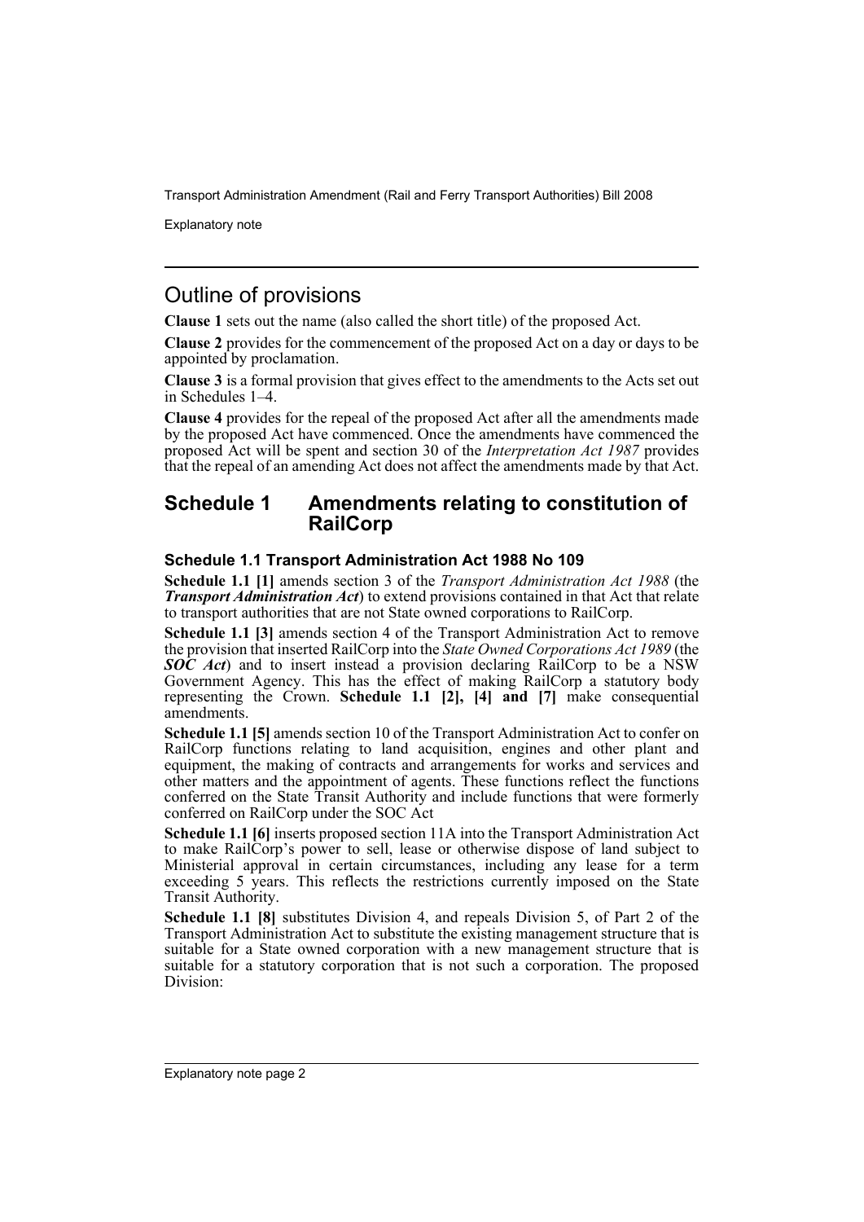## Outline of provisions

**Clause 1** sets out the name (also called the short title) of the proposed Act.

**Clause 2** provides for the commencement of the proposed Act on a day or days to be appointed by proclamation.

**Clause 3** is a formal provision that gives effect to the amendments to the Acts set out in Schedules 1–4.

**Clause 4** provides for the repeal of the proposed Act after all the amendments made by the proposed Act have commenced. Once the amendments have commenced the proposed Act will be spent and section 30 of the *Interpretation Act 1987* provides that the repeal of an amending Act does not affect the amendments made by that Act.

## Schedule 1 Amendments relating to constitution of RailCorp

### Schedule 1.1 Transport Administration Act 1988 No 109

**Schedule 1.1 [1]** amends section 3 of the *Transport Administration Act 1988* (the ***Transport Administration Act***) to extend provisions contained in that Act that relate to transport authorities that are not State owned corporations to RailCorp.

**Schedule 1.1 [3]** amends section 4 of the Transport Administration Act to remove the provision that inserted RailCorp into the *State Owned Corporations Act 1989* (the ***SOC Act***) and to insert instead a provision declaring RailCorp to be a NSW Government Agency. This has the effect of making RailCorp a statutory body representing the Crown. **Schedule 1.1 [2], [4] and [7]** make consequential amendments.

**Schedule 1.1 [5]** amends section 10 of the Transport Administration Act to confer on RailCorp functions relating to land acquisition, engines and other plant and equipment, the making of contracts and arrangements for works and services and other matters and the appointment of agents. These functions reflect the functions conferred on the State Transit Authority and include functions that were formerly conferred on RailCorp under the SOC Act

**Schedule 1.1 [6]** inserts proposed section 11A into the Transport Administration Act to make RailCorp's power to sell, lease or otherwise dispose of land subject to Ministerial approval in certain circumstances, including any lease for a term exceeding 5 years. This reflects the restrictions currently imposed on the State Transit Authority.

**Schedule 1.1 [8]** substitutes Division 4, and repeals Division 5, of Part 2 of the Transport Administration Act to substitute the existing management structure that is suitable for a State owned corporation with a new management structure that is suitable for a statutory corporation that is not such a corporation. The proposed Division: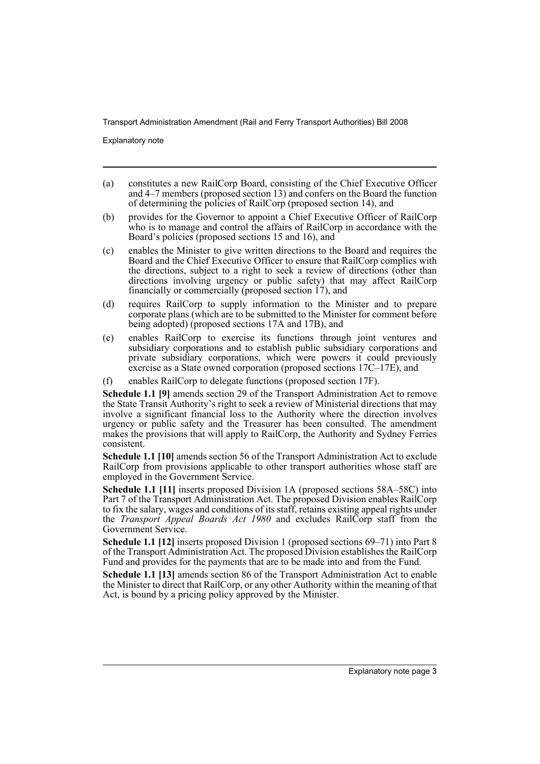(a) constitutes a new RailCorp Board, consisting of the Chief Executive Officer and 4–7 members (proposed section 13) and confers on the Board the function of determining the policies of RailCorp (proposed section 14), and

(b) provides for the Governor to appoint a Chief Executive Officer of RailCorp who is to manage and control the affairs of RailCorp in accordance with the Board's policies (proposed sections 15 and 16), and

(c) enables the Minister to give written directions to the Board and requires the Board and the Chief Executive Officer to ensure that RailCorp complies with the directions, subject to a right to seek a review of directions (other than directions involving urgency or public safety) that may affect RailCorp financially or commercially (proposed section 17), and

(d) requires RailCorp to supply information to the Minister and to prepare corporate plans (which are to be submitted to the Minister for comment before being adopted) (proposed sections 17A and 17B), and

(e) enables RailCorp to exercise its functions through joint ventures and subsidiary corporations and to establish public subsidiary corporations and private subsidiary corporations, which were powers it could previously exercise as a State owned corporation (proposed sections 17C–17E), and

(f) enables RailCorp to delegate functions (proposed section 17F).

**Schedule 1.1 [9]** amends section 29 of the Transport Administration Act to remove the State Transit Authority's right to seek a review of Ministerial directions that may involve a significant financial loss to the Authority where the direction involves urgency or public safety and the Treasurer has been consulted. The amendment makes the provisions that will apply to RailCorp, the Authority and Sydney Ferries consistent.

**Schedule 1.1 [10]** amends section 56 of the Transport Administration Act to exclude RailCorp from provisions applicable to other transport authorities whose staff are employed in the Government Service.

**Schedule 1.1 [11]** inserts proposed Division 1A (proposed sections 58A–58C) into Part 7 of the Transport Administration Act. The proposed Division enables RailCorp to fix the salary, wages and conditions of its staff, retains existing appeal rights under the *Transport Appeal Boards Act 1980* and excludes RailCorp staff from the Government Service.

**Schedule 1.1 [12]** inserts proposed Division 1 (proposed sections 69–71) into Part 8 of the Transport Administration Act. The proposed Division establishes the RailCorp Fund and provides for the payments that are to be made into and from the Fund.

**Schedule 1.1 [13]** amends section 86 of the Transport Administration Act to enable the Minister to direct that RailCorp, or any other Authority within the meaning of that Act, is bound by a pricing policy approved by the Minister.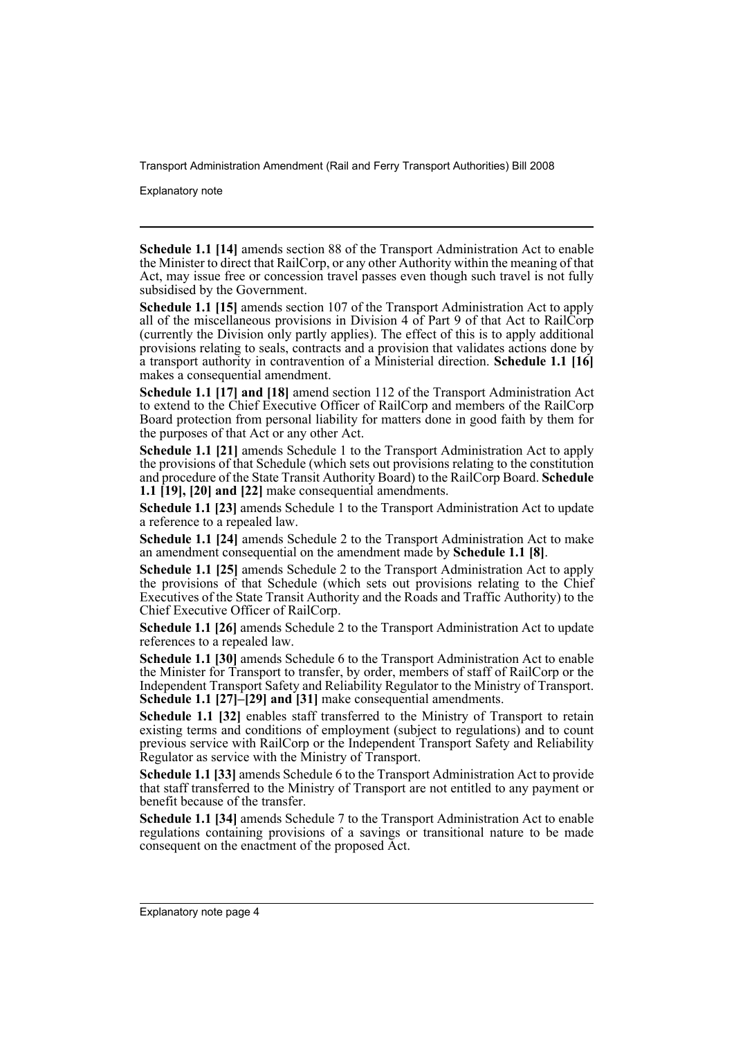**Schedule 1.1 [14]** amends section 88 of the Transport Administration Act to enable the Minister to direct that RailCorp, or any other Authority within the meaning of that Act, may issue free or concession travel passes even though such travel is not fully subsidised by the Government.

**Schedule 1.1 [15]** amends section 107 of the Transport Administration Act to apply all of the miscellaneous provisions in Division 4 of Part 9 of that Act to RailCorp (currently the Division only partly applies). The effect of this is to apply additional provisions relating to seals, contracts and a provision that validates actions done by a transport authority in contravention of a Ministerial direction. **Schedule 1.1 [16]** makes a consequential amendment.

**Schedule 1.1 [17] and [18]** amend section 112 of the Transport Administration Act to extend to the Chief Executive Officer of RailCorp and members of the RailCorp Board protection from personal liability for matters done in good faith by them for the purposes of that Act or any other Act.

**Schedule 1.1 [21]** amends Schedule 1 to the Transport Administration Act to apply the provisions of that Schedule (which sets out provisions relating to the constitution and procedure of the State Transit Authority Board) to the RailCorp Board. **Schedule 1.1 [19], [20] and [22]** make consequential amendments.

**Schedule 1.1 [23]** amends Schedule 1 to the Transport Administration Act to update a reference to a repealed law.

**Schedule 1.1 [24]** amends Schedule 2 to the Transport Administration Act to make an amendment consequential on the amendment made by **Schedule 1.1 [8]**.

**Schedule 1.1 [25]** amends Schedule 2 to the Transport Administration Act to apply the provisions of that Schedule (which sets out provisions relating to the Chief Executives of the State Transit Authority and the Roads and Traffic Authority) to the Chief Executive Officer of RailCorp.

**Schedule 1.1 [26]** amends Schedule 2 to the Transport Administration Act to update references to a repealed law.

**Schedule 1.1 [30]** amends Schedule 6 to the Transport Administration Act to enable the Minister for Transport to transfer, by order, members of staff of RailCorp or the Independent Transport Safety and Reliability Regulator to the Ministry of Transport. **Schedule 1.1 [27]–[29] and [31]** make consequential amendments.

**Schedule 1.1 [32]** enables staff transferred to the Ministry of Transport to retain existing terms and conditions of employment (subject to regulations) and to count previous service with RailCorp or the Independent Transport Safety and Reliability Regulator as service with the Ministry of Transport.

**Schedule 1.1 [33]** amends Schedule 6 to the Transport Administration Act to provide that staff transferred to the Ministry of Transport are not entitled to any payment or benefit because of the transfer.

**Schedule 1.1 [34]** amends Schedule 7 to the Transport Administration Act to enable regulations containing provisions of a savings or transitional nature to be made consequent on the enactment of the proposed Act.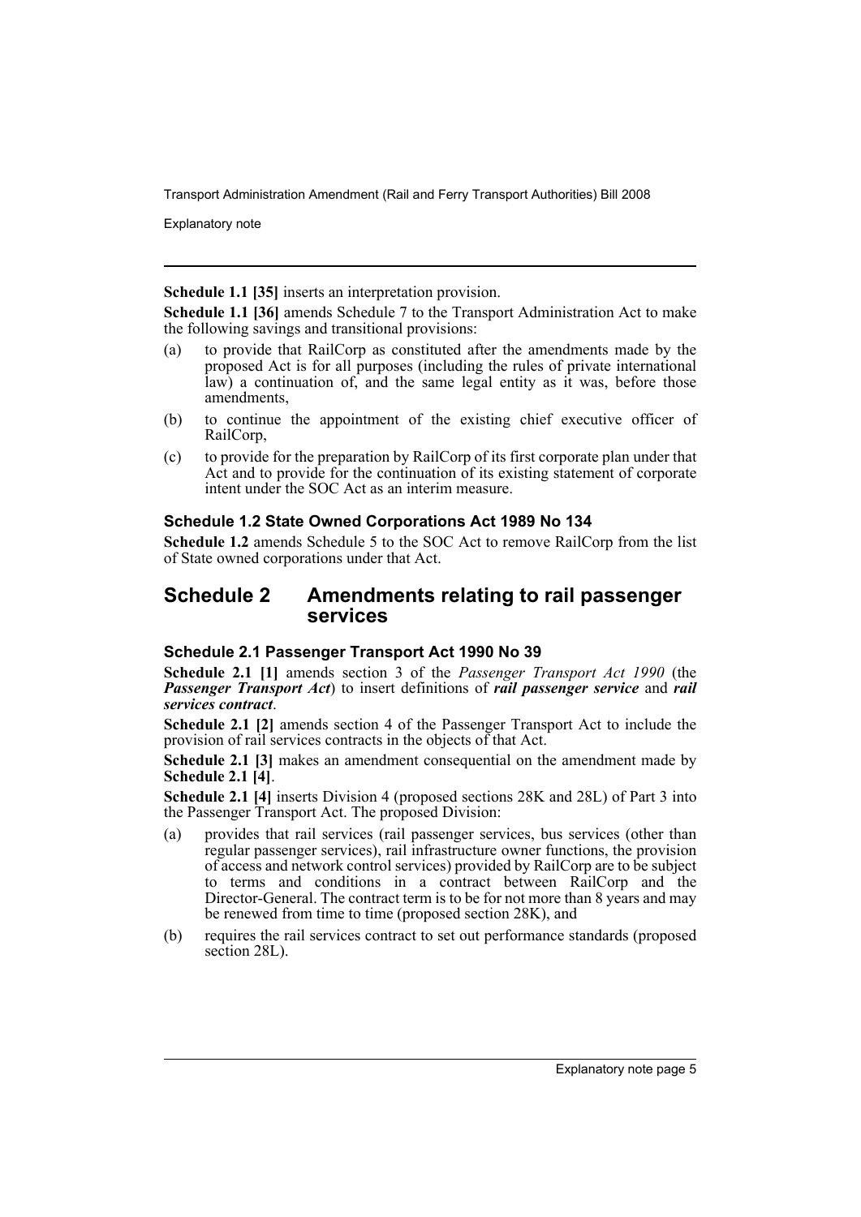**Schedule 1.1 [35]** inserts an interpretation provision.

**Schedule 1.1 [36]** amends Schedule 7 to the Transport Administration Act to make the following savings and transitional provisions:

(a) to provide that RailCorp as constituted after the amendments made by the proposed Act is for all purposes (including the rules of private international law) a continuation of, and the same legal entity as it was, before those amendments,

(b) to continue the appointment of the existing chief executive officer of RailCorp,

(c) to provide for the preparation by RailCorp of its first corporate plan under that Act and to provide for the continuation of its existing statement of corporate intent under the SOC Act as an interim measure.

### Schedule 1.2 State Owned Corporations Act 1989 No 134

**Schedule 1.2** amends Schedule 5 to the SOC Act to remove RailCorp from the list of State owned corporations under that Act.

## Schedule 2 Amendments relating to rail passenger services

### Schedule 2.1 Passenger Transport Act 1990 No 39

**Schedule 2.1 [1]** amends section 3 of the *Passenger Transport Act 1990* (the ***Passenger Transport Act***) to insert definitions of ***rail passenger service*** and ***rail services contract***.

**Schedule 2.1 [2]** amends section 4 of the Passenger Transport Act to include the provision of rail services contracts in the objects of that Act.

**Schedule 2.1 [3]** makes an amendment consequential on the amendment made by **Schedule 2.1 [4]**.

**Schedule 2.1 [4]** inserts Division 4 (proposed sections 28K and 28L) of Part 3 into the Passenger Transport Act. The proposed Division:

(a) provides that rail services (rail passenger services, bus services (other than regular passenger services), rail infrastructure owner functions, the provision of access and network control services) provided by RailCorp are to be subject to terms and conditions in a contract between RailCorp and the Director-General. The contract term is to be for not more than 8 years and may be renewed from time to time (proposed section 28K), and

(b) requires the rail services contract to set out performance standards (proposed section 28L).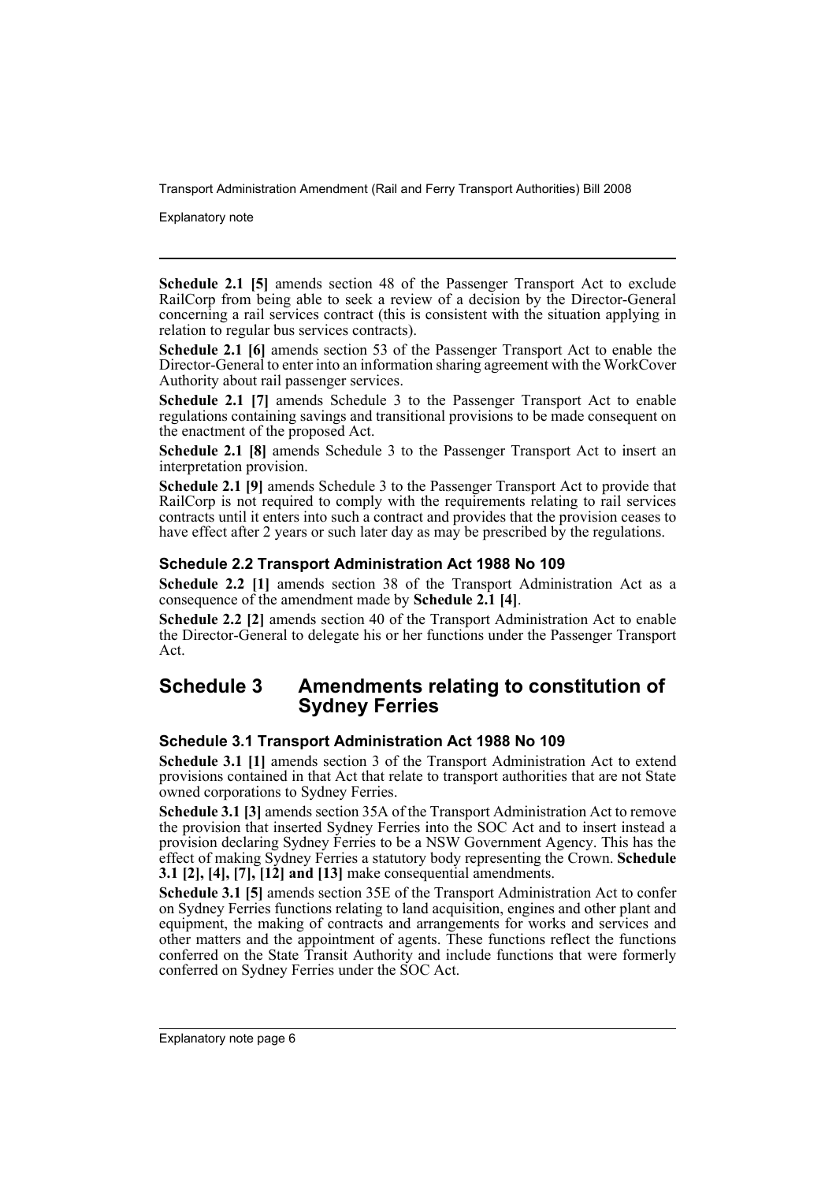**Schedule 2.1 [5]** amends section 48 of the Passenger Transport Act to exclude RailCorp from being able to seek a review of a decision by the Director-General concerning a rail services contract (this is consistent with the situation applying in relation to regular bus services contracts).

**Schedule 2.1 [6]** amends section 53 of the Passenger Transport Act to enable the Director-General to enter into an information sharing agreement with the WorkCover Authority about rail passenger services.

**Schedule 2.1 [7]** amends Schedule 3 to the Passenger Transport Act to enable regulations containing savings and transitional provisions to be made consequent on the enactment of the proposed Act.

**Schedule 2.1 [8]** amends Schedule 3 to the Passenger Transport Act to insert an interpretation provision.

**Schedule 2.1 [9]** amends Schedule 3 to the Passenger Transport Act to provide that RailCorp is not required to comply with the requirements relating to rail services contracts until it enters into such a contract and provides that the provision ceases to have effect after 2 years or such later day as may be prescribed by the regulations.

### Schedule 2.2 Transport Administration Act 1988 No 109

**Schedule 2.2 [1]** amends section 38 of the Transport Administration Act as a consequence of the amendment made by **Schedule 2.1 [4]**.

**Schedule 2.2 [2]** amends section 40 of the Transport Administration Act to enable the Director-General to delegate his or her functions under the Passenger Transport Act.

## Schedule 3 Amendments relating to constitution of Sydney Ferries

### Schedule 3.1 Transport Administration Act 1988 No 109

**Schedule 3.1 [1]** amends section 3 of the Transport Administration Act to extend provisions contained in that Act that relate to transport authorities that are not State owned corporations to Sydney Ferries.

**Schedule 3.1 [3]** amends section 35A of the Transport Administration Act to remove the provision that inserted Sydney Ferries into the SOC Act and to insert instead a provision declaring Sydney Ferries to be a NSW Government Agency. This has the effect of making Sydney Ferries a statutory body representing the Crown. **Schedule 3.1 [2], [4], [7], [12] and [13]** make consequential amendments.

**Schedule 3.1 [5]** amends section 35E of the Transport Administration Act to confer on Sydney Ferries functions relating to land acquisition, engines and other plant and equipment, the making of contracts and arrangements for works and services and other matters and the appointment of agents. These functions reflect the functions conferred on the State Transit Authority and include functions that were formerly conferred on Sydney Ferries under the SOC Act.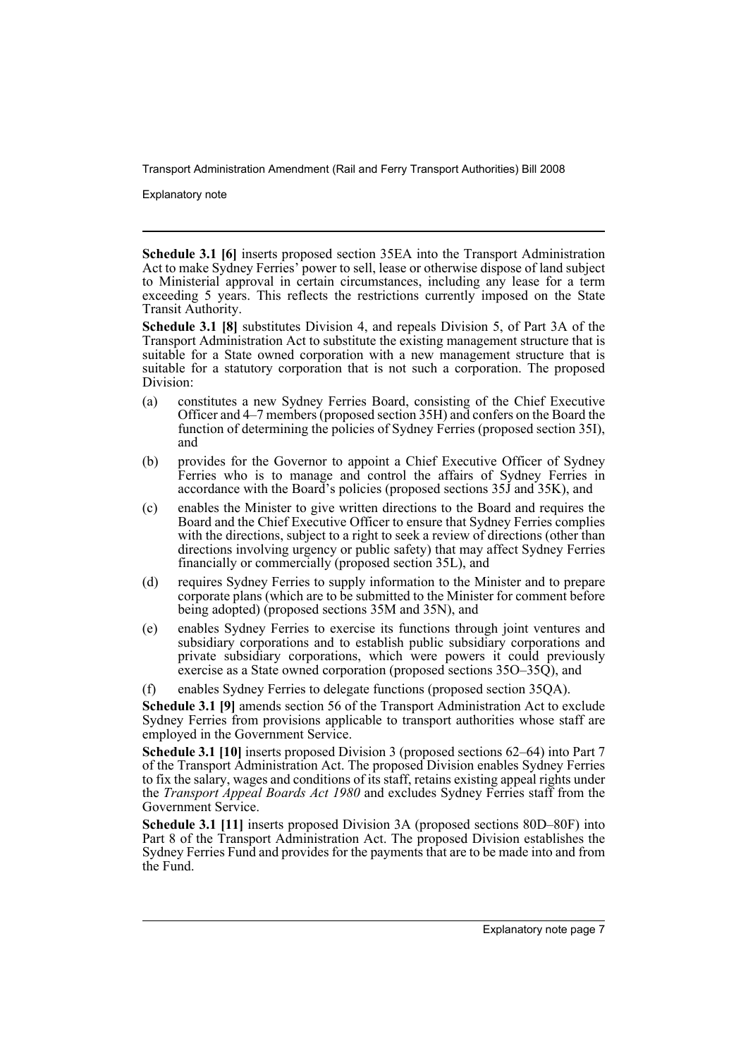**Schedule 3.1 [6]** inserts proposed section 35EA into the Transport Administration Act to make Sydney Ferries' power to sell, lease or otherwise dispose of land subject to Ministerial approval in certain circumstances, including any lease for a term exceeding 5 years. This reflects the restrictions currently imposed on the State Transit Authority.

**Schedule 3.1 [8]** substitutes Division 4, and repeals Division 5, of Part 3A of the Transport Administration Act to substitute the existing management structure that is suitable for a State owned corporation with a new management structure that is suitable for a statutory corporation that is not such a corporation. The proposed Division:

(a) constitutes a new Sydney Ferries Board, consisting of the Chief Executive Officer and 4–7 members (proposed section 35H) and confers on the Board the function of determining the policies of Sydney Ferries (proposed section 35I), and

(b) provides for the Governor to appoint a Chief Executive Officer of Sydney Ferries who is to manage and control the affairs of Sydney Ferries in accordance with the Board's policies (proposed sections 35J and 35K), and

(c) enables the Minister to give written directions to the Board and requires the Board and the Chief Executive Officer to ensure that Sydney Ferries complies with the directions, subject to a right to seek a review of directions (other than directions involving urgency or public safety) that may affect Sydney Ferries financially or commercially (proposed section 35L), and

(d) requires Sydney Ferries to supply information to the Minister and to prepare corporate plans (which are to be submitted to the Minister for comment before being adopted) (proposed sections 35M and 35N), and

(e) enables Sydney Ferries to exercise its functions through joint ventures and subsidiary corporations and to establish public subsidiary corporations and private subsidiary corporations, which were powers it could previously exercise as a State owned corporation (proposed sections 35O–35Q), and

(f) enables Sydney Ferries to delegate functions (proposed section 35QA).

**Schedule 3.1 [9]** amends section 56 of the Transport Administration Act to exclude Sydney Ferries from provisions applicable to transport authorities whose staff are employed in the Government Service.

**Schedule 3.1 [10]** inserts proposed Division 3 (proposed sections 62–64) into Part 7 of the Transport Administration Act. The proposed Division enables Sydney Ferries to fix the salary, wages and conditions of its staff, retains existing appeal rights under the *Transport Appeal Boards Act 1980* and excludes Sydney Ferries staff from the Government Service.

**Schedule 3.1 [11]** inserts proposed Division 3A (proposed sections 80D–80F) into Part 8 of the Transport Administration Act. The proposed Division establishes the Sydney Ferries Fund and provides for the payments that are to be made into and from the Fund.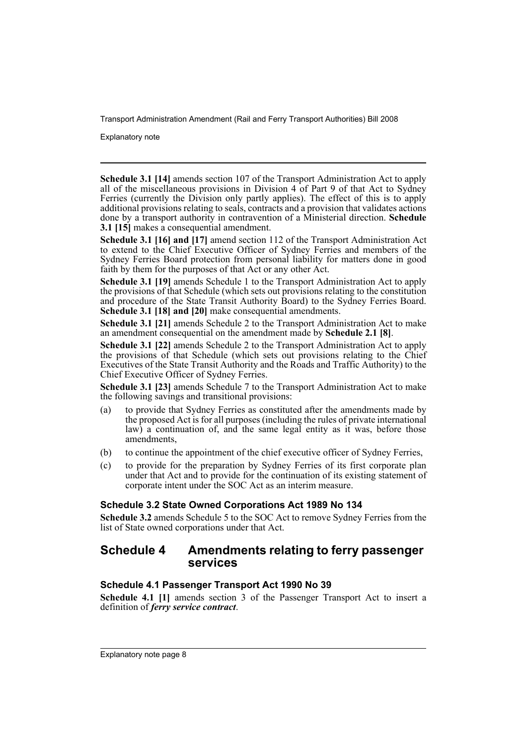**Schedule 3.1 [14]** amends section 107 of the Transport Administration Act to apply all of the miscellaneous provisions in Division 4 of Part 9 of that Act to Sydney Ferries (currently the Division only partly applies). The effect of this is to apply additional provisions relating to seals, contracts and a provision that validates actions done by a transport authority in contravention of a Ministerial direction. **Schedule 3.1 [15]** makes a consequential amendment.

**Schedule 3.1 [16] and [17]** amend section 112 of the Transport Administration Act to extend to the Chief Executive Officer of Sydney Ferries and members of the Sydney Ferries Board protection from personal liability for matters done in good faith by them for the purposes of that Act or any other Act.

**Schedule 3.1 [19]** amends Schedule 1 to the Transport Administration Act to apply the provisions of that Schedule (which sets out provisions relating to the constitution and procedure of the State Transit Authority Board) to the Sydney Ferries Board. **Schedule 3.1 [18] and [20]** make consequential amendments.

**Schedule 3.1 [21]** amends Schedule 2 to the Transport Administration Act to make an amendment consequential on the amendment made by **Schedule 2.1 [8]**.

**Schedule 3.1 [22]** amends Schedule 2 to the Transport Administration Act to apply the provisions of that Schedule (which sets out provisions relating to the Chief Executives of the State Transit Authority and the Roads and Traffic Authority) to the Chief Executive Officer of Sydney Ferries.

**Schedule 3.1 [23]** amends Schedule 7 to the Transport Administration Act to make the following savings and transitional provisions:

(a) to provide that Sydney Ferries as constituted after the amendments made by the proposed Act is for all purposes (including the rules of private international law) a continuation of, and the same legal entity as it was, before those amendments,

(b) to continue the appointment of the chief executive officer of Sydney Ferries,

(c) to provide for the preparation by Sydney Ferries of its first corporate plan under that Act and to provide for the continuation of its existing statement of corporate intent under the SOC Act as an interim measure.

### Schedule 3.2 State Owned Corporations Act 1989 No 134

**Schedule 3.2** amends Schedule 5 to the SOC Act to remove Sydney Ferries from the list of State owned corporations under that Act.

## Schedule 4 Amendments relating to ferry passenger services

### Schedule 4.1 Passenger Transport Act 1990 No 39

**Schedule 4.1 [1]** amends section 3 of the Passenger Transport Act to insert a definition of ***ferry service contract***.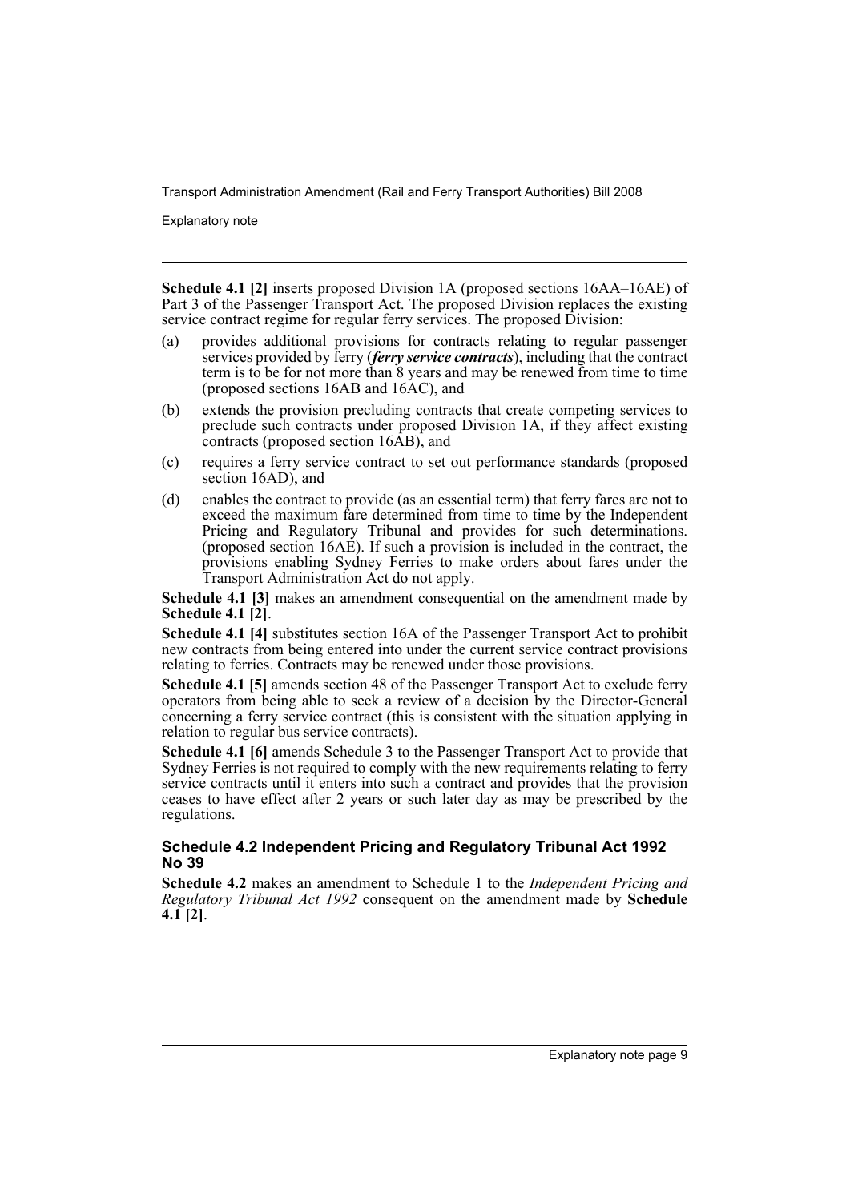**Schedule 4.1 [2]** inserts proposed Division 1A (proposed sections 16AA–16AE) of Part 3 of the Passenger Transport Act. The proposed Division replaces the existing service contract regime for regular ferry services. The proposed Division:

(a) provides additional provisions for contracts relating to regular passenger services provided by ferry (***ferry service contracts***), including that the contract term is to be for not more than 8 years and may be renewed from time to time (proposed sections 16AB and 16AC), and

(b) extends the provision precluding contracts that create competing services to preclude such contracts under proposed Division 1A, if they affect existing contracts (proposed section 16AB), and

(c) requires a ferry service contract to set out performance standards (proposed section 16AD), and

(d) enables the contract to provide (as an essential term) that ferry fares are not to exceed the maximum fare determined from time to time by the Independent Pricing and Regulatory Tribunal and provides for such determinations. (proposed section 16AE). If such a provision is included in the contract, the provisions enabling Sydney Ferries to make orders about fares under the Transport Administration Act do not apply.

**Schedule 4.1 [3]** makes an amendment consequential on the amendment made by **Schedule 4.1 [2]**.

**Schedule 4.1 [4]** substitutes section 16A of the Passenger Transport Act to prohibit new contracts from being entered into under the current service contract provisions relating to ferries. Contracts may be renewed under those provisions.

**Schedule 4.1 [5]** amends section 48 of the Passenger Transport Act to exclude ferry operators from being able to seek a review of a decision by the Director-General concerning a ferry service contract (this is consistent with the situation applying in relation to regular bus service contracts).

**Schedule 4.1 [6]** amends Schedule 3 to the Passenger Transport Act to provide that Sydney Ferries is not required to comply with the new requirements relating to ferry service contracts until it enters into such a contract and provides that the provision ceases to have effect after 2 years or such later day as may be prescribed by the regulations.

### Schedule 4.2 Independent Pricing and Regulatory Tribunal Act 1992 No 39

**Schedule 4.2** makes an amendment to Schedule 1 to the *Independent Pricing and Regulatory Tribunal Act 1992* consequent on the amendment made by **Schedule 4.1 [2]**.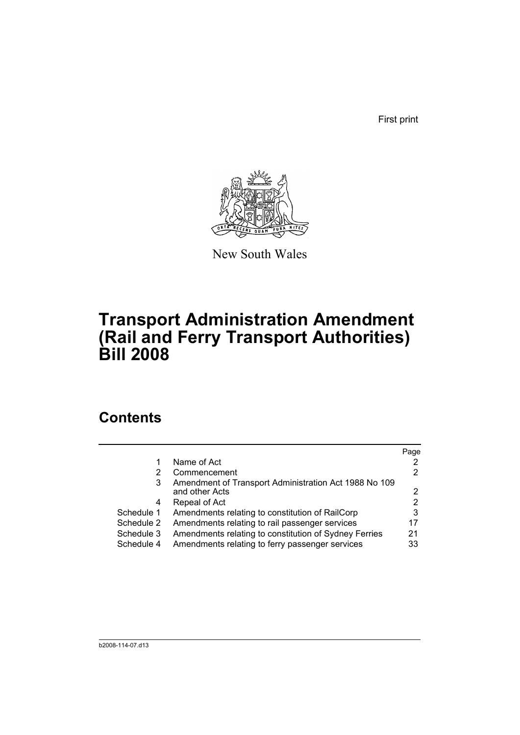First print

New South Wales

# Transport Administration Amendment (Rail and Ferry Transport Authorities) Bill 2008

## Contents

| | | Page |
|---|---|---|
| 1 | Name of Act | 2 |
| 2 | Commencement | 2 |
| 3 | Amendment of Transport Administration Act 1988 No 109 and other Acts | 2 |
| 4 | Repeal of Act | 2 |
| Schedule 1 | Amendments relating to constitution of RailCorp | 3 |
| Schedule 2 | Amendments relating to rail passenger services | 17 |
| Schedule 3 | Amendments relating to constitution of Sydney Ferries | 21 |
| Schedule 4 | Amendments relating to ferry passenger services | 33 |

b2008-114-07.d13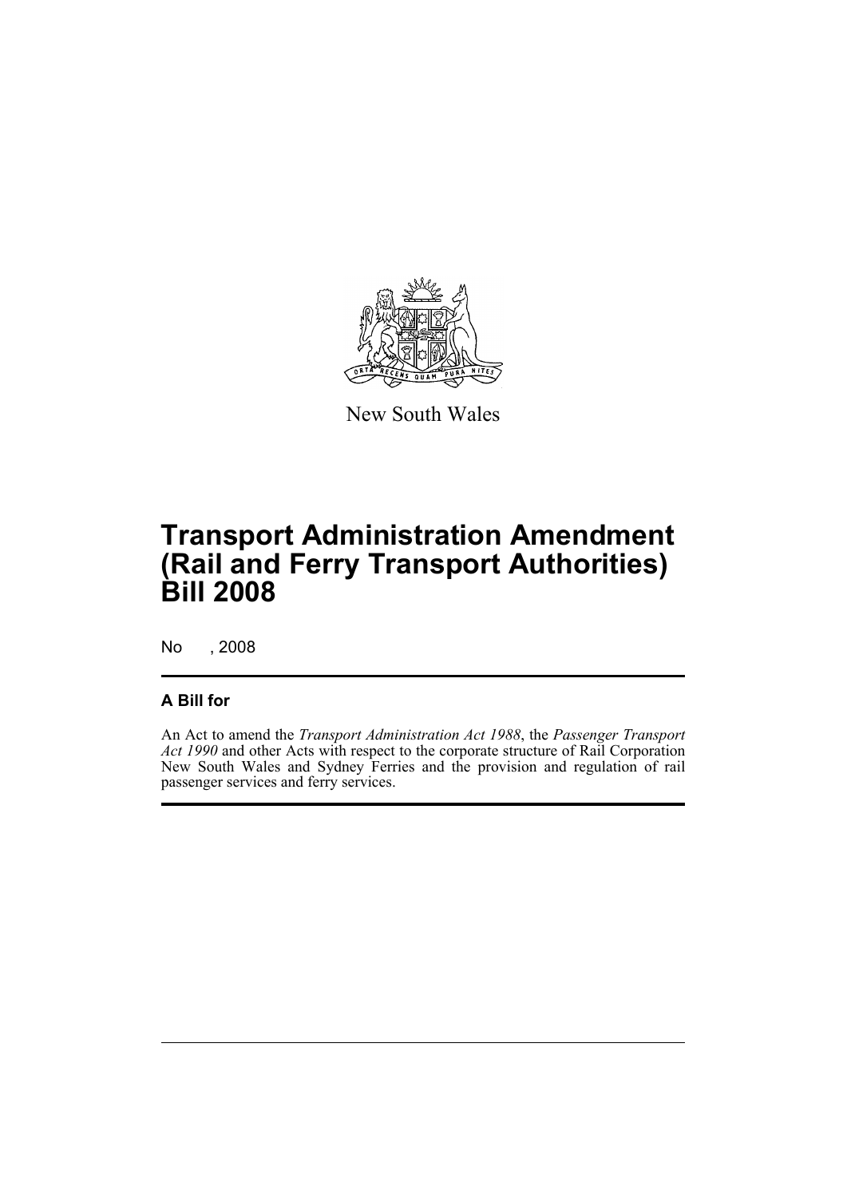New South Wales

# Transport Administration Amendment (Rail and Ferry Transport Authorities) Bill 2008

No , 2008

## A Bill for

An Act to amend the *Transport Administration Act 1988*, the *Passenger Transport Act 1990* and other Acts with respect to the corporate structure of Rail Corporation New South Wales and Sydney Ferries and the provision and regulation of rail passenger services and ferry services.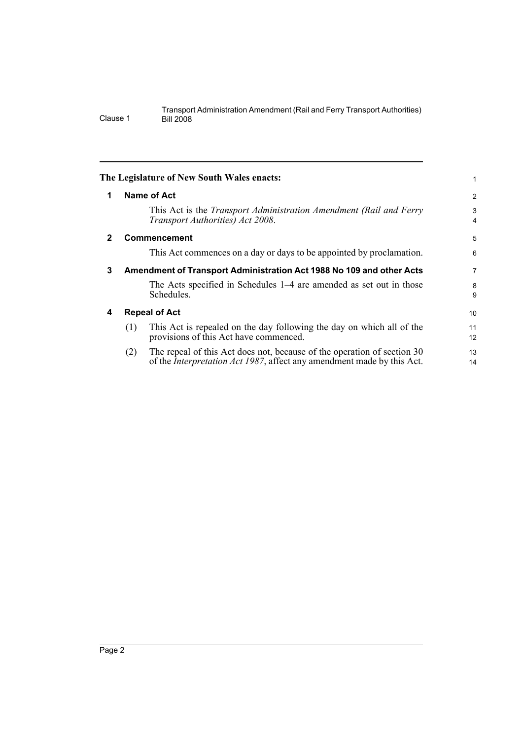**The Legislature of New South Wales enacts:**

## 1 Name of Act

This Act is the *Transport Administration Amendment (Rail and Ferry Transport Authorities) Act 2008*.

## 2 Commencement

This Act commences on a day or days to be appointed by proclamation.

## 3 Amendment of Transport Administration Act 1988 No 109 and other Acts

The Acts specified in Schedules 1–4 are amended as set out in those Schedules.

## 4 Repeal of Act

(1) This Act is repealed on the day following the day on which all of the provisions of this Act have commenced.

(2) The repeal of this Act does not, because of the operation of section 30 of the *Interpretation Act 1987*, affect any amendment made by this Act.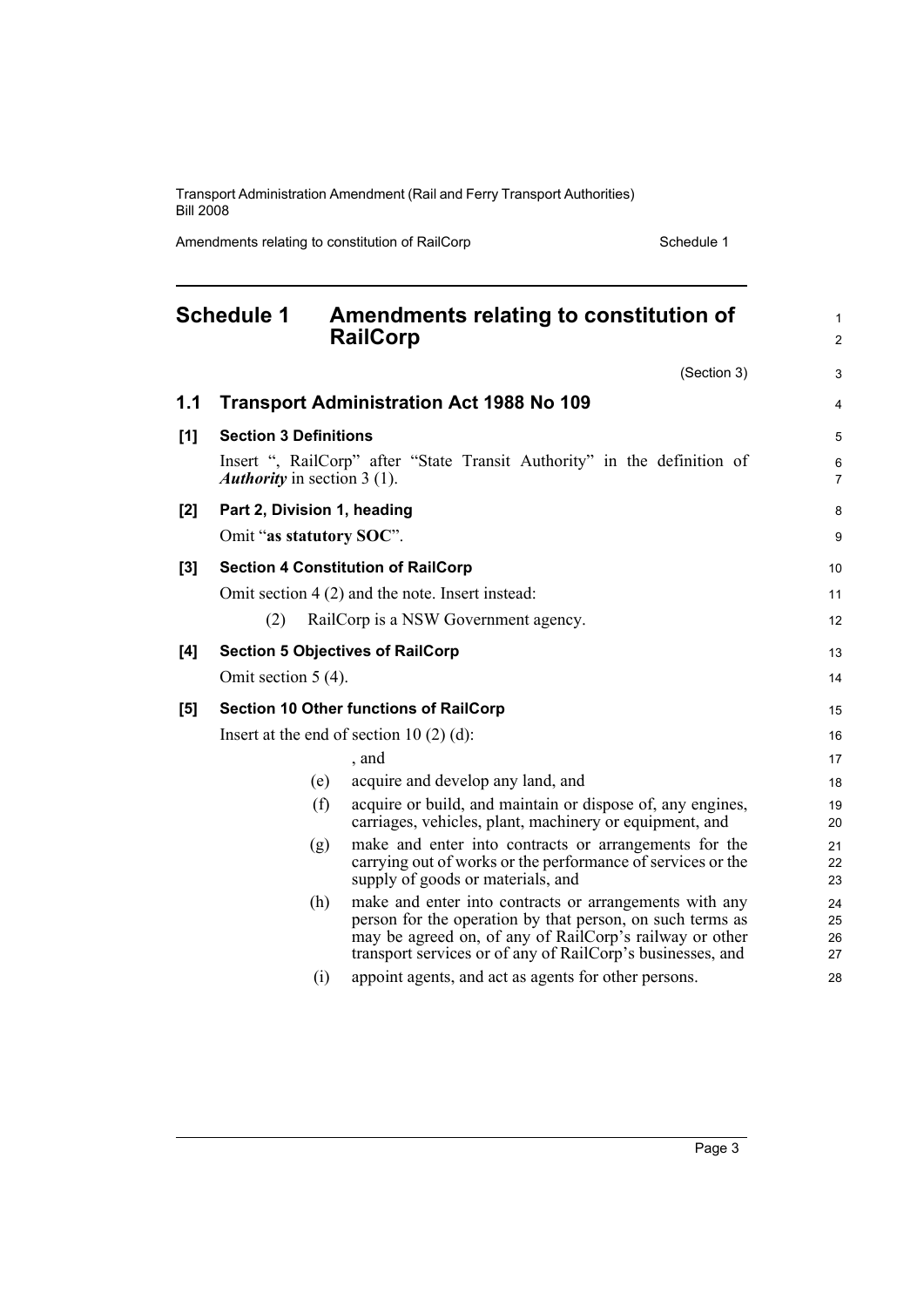## Schedule 1 Amendments relating to constitution of RailCorp

(Section 3)

### 1.1 Transport Administration Act 1988 No 109

**[1] Section 3 Definitions**

Insert ", RailCorp" after "State Transit Authority" in the definition of ***Authority*** in section 3 (1).

**[2] Part 2, Division 1, heading**

Omit "**as statutory SOC**".

**[3] Section 4 Constitution of RailCorp**

Omit section 4 (2) and the note. Insert instead:

(2) RailCorp is a NSW Government agency.

**[4] Section 5 Objectives of RailCorp**

Omit section 5 (4).

**[5] Section 10 Other functions of RailCorp**

Insert at the end of section 10 (2) (d):

, and

(e) acquire and develop any land, and

(f) acquire or build, and maintain or dispose of, any engines, carriages, vehicles, plant, machinery or equipment, and

(g) make and enter into contracts or arrangements for the carrying out of works or the performance of services or the supply of goods or materials, and

(h) make and enter into contracts or arrangements with any person for the operation by that person, on such terms as may be agreed on, of any of RailCorp's railway or other transport services or of any of RailCorp's businesses, and

(i) appoint agents, and act as agents for other persons.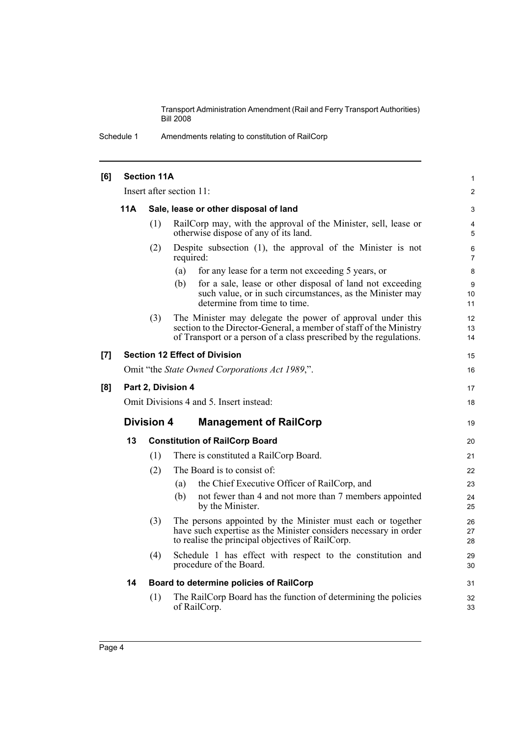**[6] Section 11A**

Insert after section 11:

**11A Sale, lease or other disposal of land**

(1) RailCorp may, with the approval of the Minister, sell, lease or otherwise dispose of any of its land.

(2) Despite subsection (1), the approval of the Minister is not required:

(a) for any lease for a term not exceeding 5 years, or

(b) for a sale, lease or other disposal of land not exceeding such value, or in such circumstances, as the Minister may determine from time to time.

(3) The Minister may delegate the power of approval under this section to the Director-General, a member of staff of the Ministry of Transport or a person of a class prescribed by the regulations.

**[7] Section 12 Effect of Division**

Omit "the *State Owned Corporations Act 1989*,".

**[8] Part 2, Division 4**

Omit Divisions 4 and 5. Insert instead:

## Division 4 Management of RailCorp

**13 Constitution of RailCorp Board**

(1) There is constituted a RailCorp Board.

(2) The Board is to consist of:

(a) the Chief Executive Officer of RailCorp, and

(b) not fewer than 4 and not more than 7 members appointed by the Minister.

(3) The persons appointed by the Minister must each or together have such expertise as the Minister considers necessary in order to realise the principal objectives of RailCorp.

(4) Schedule 1 has effect with respect to the constitution and procedure of the Board.

**14 Board to determine policies of RailCorp**

(1) The RailCorp Board has the function of determining the policies of RailCorp.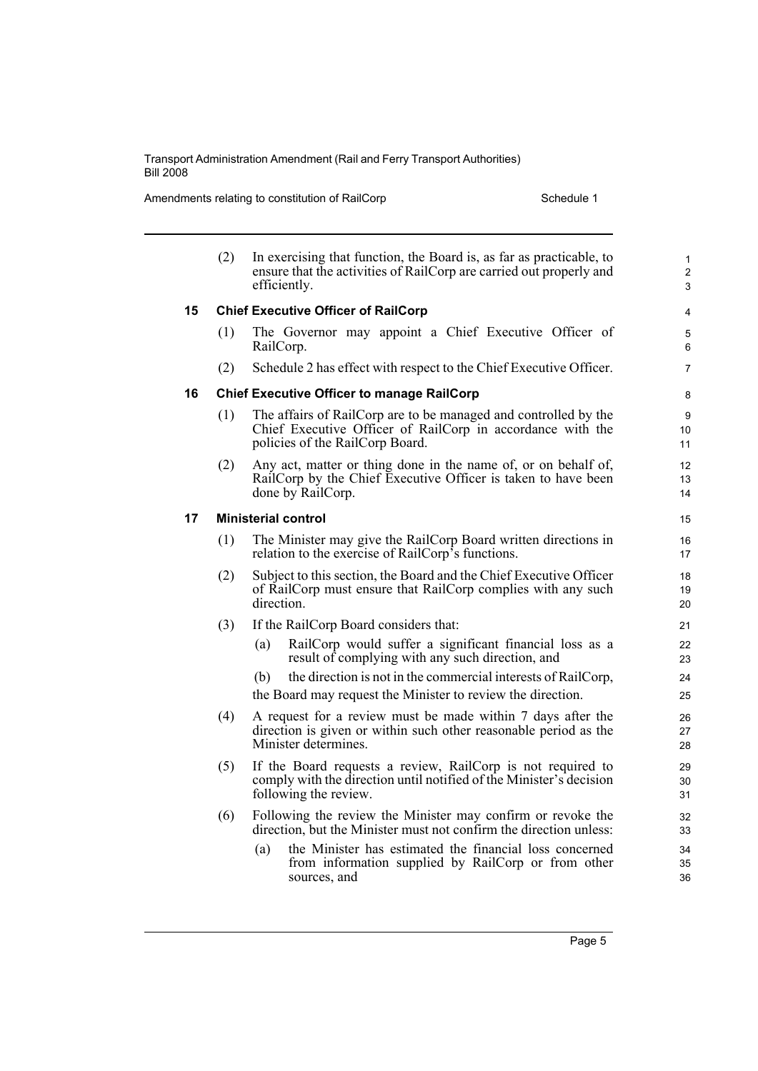(2) In exercising that function, the Board is, as far as practicable, to ensure that the activities of RailCorp are carried out properly and efficiently.

**15 Chief Executive Officer of RailCorp**

(1) The Governor may appoint a Chief Executive Officer of RailCorp.

(2) Schedule 2 has effect with respect to the Chief Executive Officer.

**16 Chief Executive Officer to manage RailCorp**

(1) The affairs of RailCorp are to be managed and controlled by the Chief Executive Officer of RailCorp in accordance with the policies of the RailCorp Board.

(2) Any act, matter or thing done in the name of, or on behalf of, RailCorp by the Chief Executive Officer is taken to have been done by RailCorp.

**17 Ministerial control**

(1) The Minister may give the RailCorp Board written directions in relation to the exercise of RailCorp's functions.

(2) Subject to this section, the Board and the Chief Executive Officer of RailCorp must ensure that RailCorp complies with any such direction.

(3) If the RailCorp Board considers that:

- (a) RailCorp would suffer a significant financial loss as a result of complying with any such direction, and
- (b) the direction is not in the commercial interests of RailCorp,

the Board may request the Minister to review the direction.

(4) A request for a review must be made within 7 days after the direction is given or within such other reasonable period as the Minister determines.

(5) If the Board requests a review, RailCorp is not required to comply with the direction until notified of the Minister's decision following the review.

(6) Following the review the Minister may confirm or revoke the direction, but the Minister must not confirm the direction unless:

- (a) the Minister has estimated the financial loss concerned from information supplied by RailCorp or from other sources, and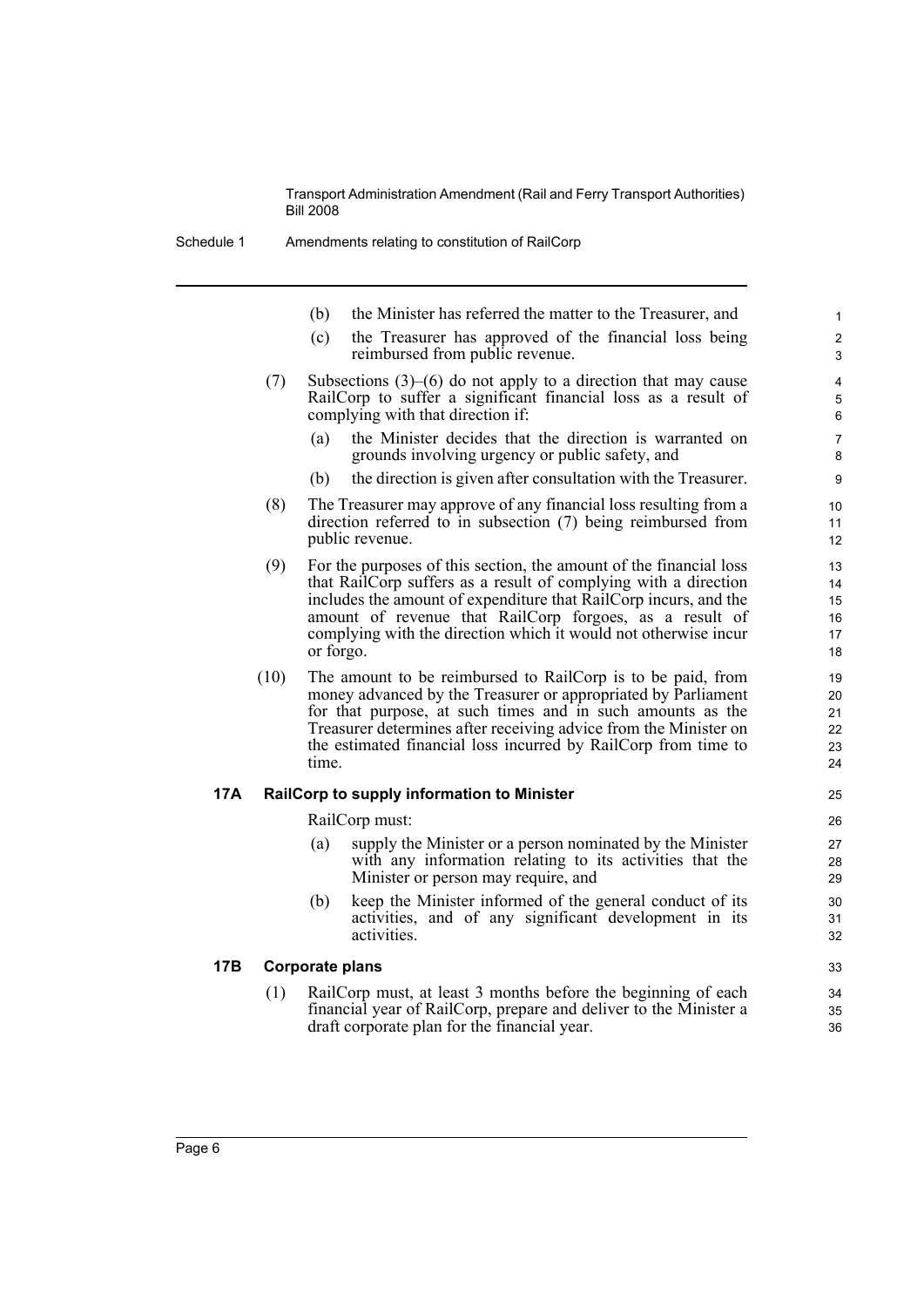(b) the Minister has referred the matter to the Treasurer, and

(c) the Treasurer has approved of the financial loss being reimbursed from public revenue.

(7) Subsections (3)–(6) do not apply to a direction that may cause RailCorp to suffer a significant financial loss as a result of complying with that direction if:

(a) the Minister decides that the direction is warranted on grounds involving urgency or public safety, and

(b) the direction is given after consultation with the Treasurer.

(8) The Treasurer may approve of any financial loss resulting from a direction referred to in subsection (7) being reimbursed from public revenue.

(9) For the purposes of this section, the amount of the financial loss that RailCorp suffers as a result of complying with a direction includes the amount of expenditure that RailCorp incurs, and the amount of revenue that RailCorp forgoes, as a result of complying with the direction which it would not otherwise incur or forgo.

(10) The amount to be reimbursed to RailCorp is to be paid, from money advanced by the Treasurer or appropriated by Parliament for that purpose, at such times and in such amounts as the Treasurer determines after receiving advice from the Minister on the estimated financial loss incurred by RailCorp from time to time.

**17A RailCorp to supply information to Minister**

RailCorp must:

(a) supply the Minister or a person nominated by the Minister with any information relating to its activities that the Minister or person may require, and

(b) keep the Minister informed of the general conduct of its activities, and of any significant development in its activities.

**17B Corporate plans**

(1) RailCorp must, at least 3 months before the beginning of each financial year of RailCorp, prepare and deliver to the Minister a draft corporate plan for the financial year.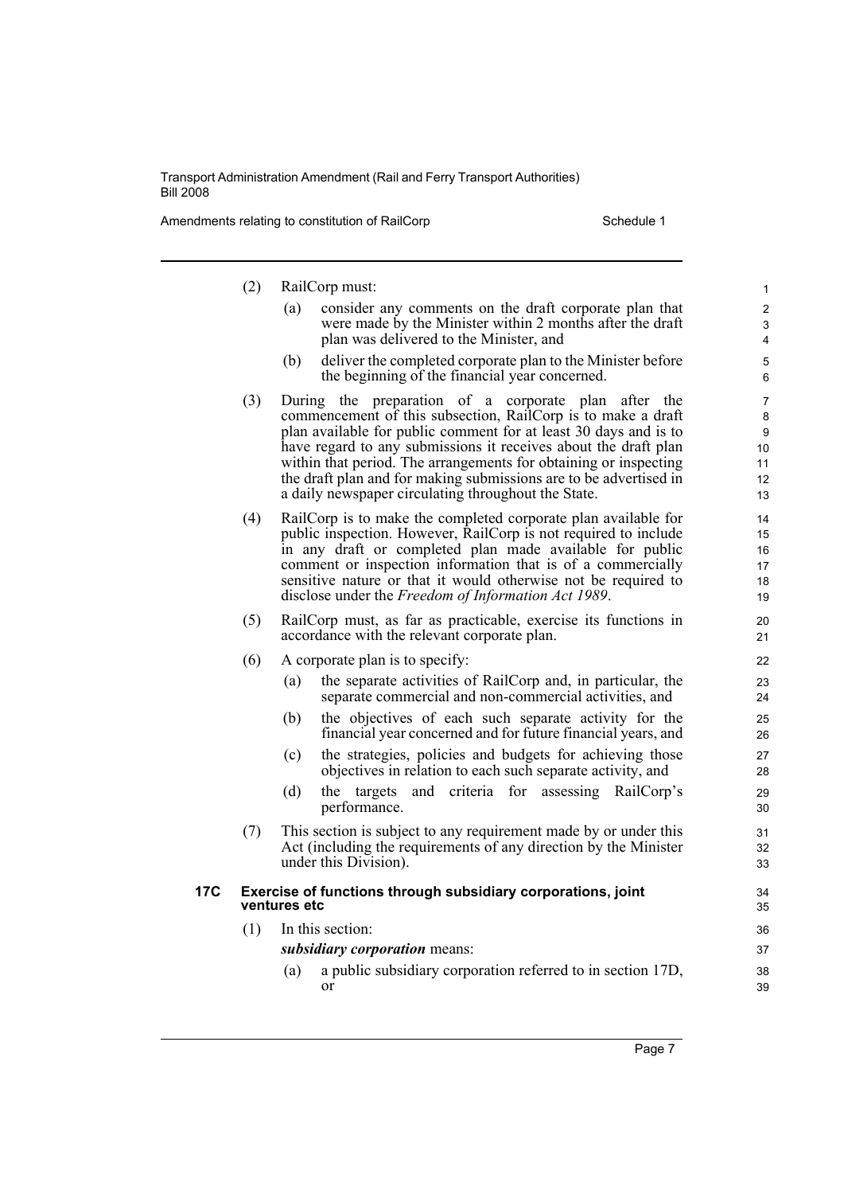(2) RailCorp must:

(a) consider any comments on the draft corporate plan that were made by the Minister within 2 months after the draft plan was delivered to the Minister, and

(b) deliver the completed corporate plan to the Minister before the beginning of the financial year concerned.

(3) During the preparation of a corporate plan after the commencement of this subsection, RailCorp is to make a draft plan available for public comment for at least 30 days and is to have regard to any submissions it receives about the draft plan within that period. The arrangements for obtaining or inspecting the draft plan and for making submissions are to be advertised in a daily newspaper circulating throughout the State.

(4) RailCorp is to make the completed corporate plan available for public inspection. However, RailCorp is not required to include in any draft or completed plan made available for public comment or inspection information that is of a commercially sensitive nature or that it would otherwise not be required to disclose under the *Freedom of Information Act 1989*.

(5) RailCorp must, as far as practicable, exercise its functions in accordance with the relevant corporate plan.

(6) A corporate plan is to specify:

(a) the separate activities of RailCorp and, in particular, the separate commercial and non-commercial activities, and

(b) the objectives of each such separate activity for the financial year concerned and for future financial years, and

(c) the strategies, policies and budgets for achieving those objectives in relation to each such separate activity, and

(d) the targets and criteria for assessing RailCorp's performance.

(7) This section is subject to any requirement made by or under this Act (including the requirements of any direction by the Minister under this Division).

### 17C Exercise of functions through subsidiary corporations, joint ventures etc

(1) In this section:

***subsidiary corporation*** means:

(a) a public subsidiary corporation referred to in section 17D, or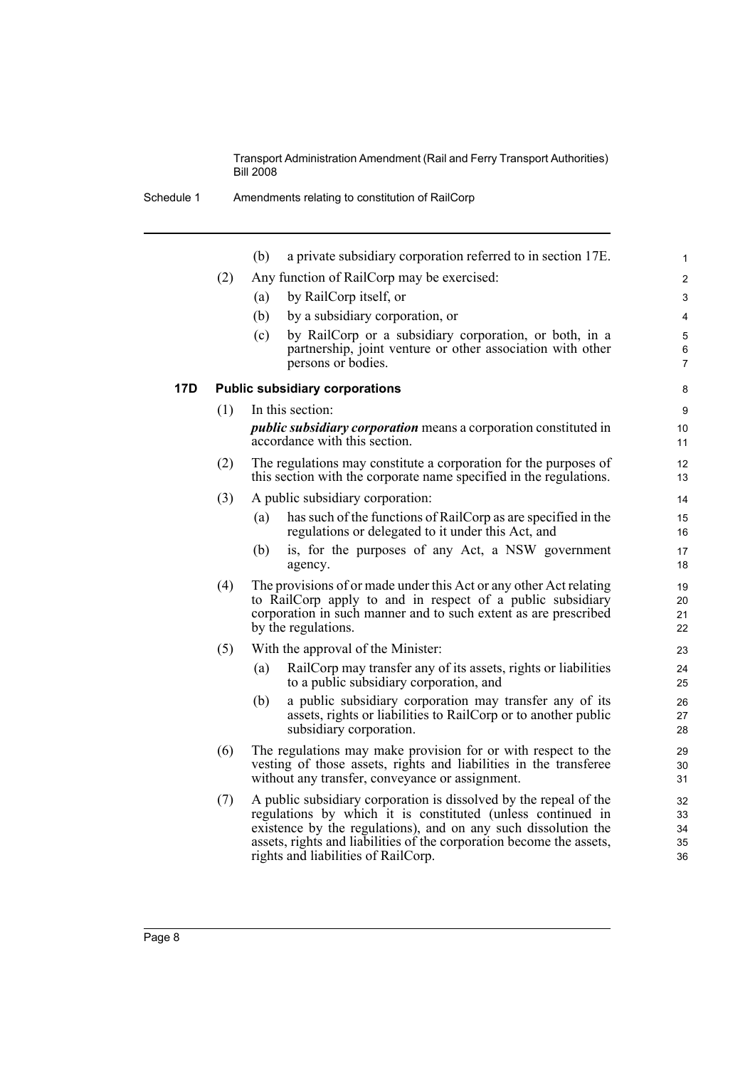(b) a private subsidiary corporation referred to in section 17E.

(2) Any function of RailCorp may be exercised:

(a) by RailCorp itself, or

(b) by a subsidiary corporation, or

(c) by RailCorp or a subsidiary corporation, or both, in a partnership, joint venture or other association with other persons or bodies.

### 17D Public subsidiary corporations

(1) In this section:

***public subsidiary corporation*** means a corporation constituted in accordance with this section.

(2) The regulations may constitute a corporation for the purposes of this section with the corporate name specified in the regulations.

(3) A public subsidiary corporation:

(a) has such of the functions of RailCorp as are specified in the regulations or delegated to it under this Act, and

(b) is, for the purposes of any Act, a NSW government agency.

(4) The provisions of or made under this Act or any other Act relating to RailCorp apply to and in respect of a public subsidiary corporation in such manner and to such extent as are prescribed by the regulations.

(5) With the approval of the Minister:

(a) RailCorp may transfer any of its assets, rights or liabilities to a public subsidiary corporation, and

(b) a public subsidiary corporation may transfer any of its assets, rights or liabilities to RailCorp or to another public subsidiary corporation.

(6) The regulations may make provision for or with respect to the vesting of those assets, rights and liabilities in the transferee without any transfer, conveyance or assignment.

(7) A public subsidiary corporation is dissolved by the repeal of the regulations by which it is constituted (unless continued in existence by the regulations), and on any such dissolution the assets, rights and liabilities of the corporation become the assets, rights and liabilities of RailCorp.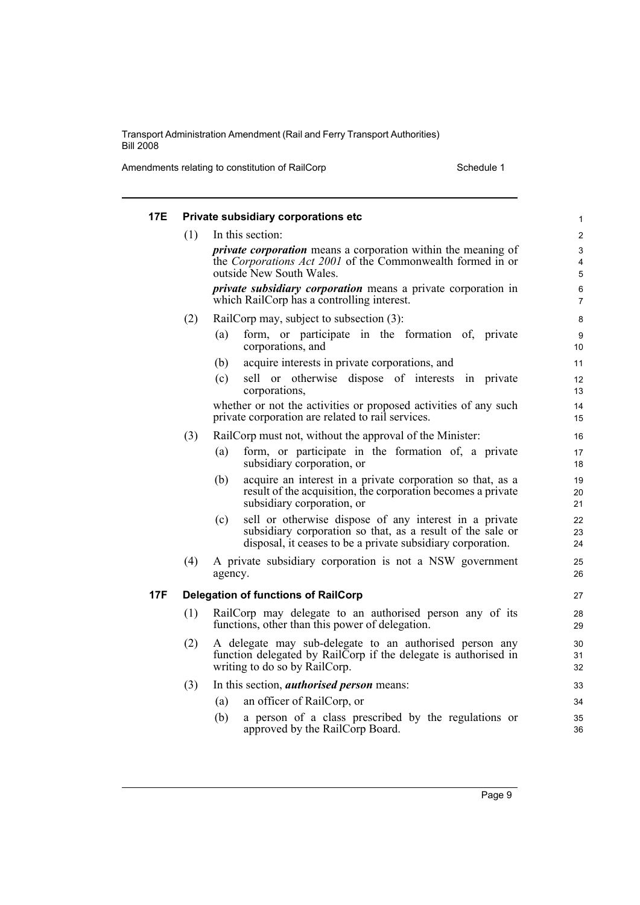### 17E Private subsidiary corporations etc

(1) In this section:

***private corporation*** means a corporation within the meaning of the *Corporations Act 2001* of the Commonwealth formed in or outside New South Wales.

***private subsidiary corporation*** means a private corporation in which RailCorp has a controlling interest.

(2) RailCorp may, subject to subsection (3):

- (a) form, or participate in the formation of, private corporations, and
- (b) acquire interests in private corporations, and
- (c) sell or otherwise dispose of interests in private corporations,

whether or not the activities or proposed activities of any such private corporation are related to rail services.

(3) RailCorp must not, without the approval of the Minister:

- (a) form, or participate in the formation of, a private subsidiary corporation, or
- (b) acquire an interest in a private corporation so that, as a result of the acquisition, the corporation becomes a private subsidiary corporation, or
- (c) sell or otherwise dispose of any interest in a private subsidiary corporation so that, as a result of the sale or disposal, it ceases to be a private subsidiary corporation.

(4) A private subsidiary corporation is not a NSW government agency.

### 17F Delegation of functions of RailCorp

(1) RailCorp may delegate to an authorised person any of its functions, other than this power of delegation.

(2) A delegate may sub-delegate to an authorised person any function delegated by RailCorp if the delegate is authorised in writing to do so by RailCorp.

(3) In this section, ***authorised person*** means:

- (a) an officer of RailCorp, or
- (b) a person of a class prescribed by the regulations or approved by the RailCorp Board.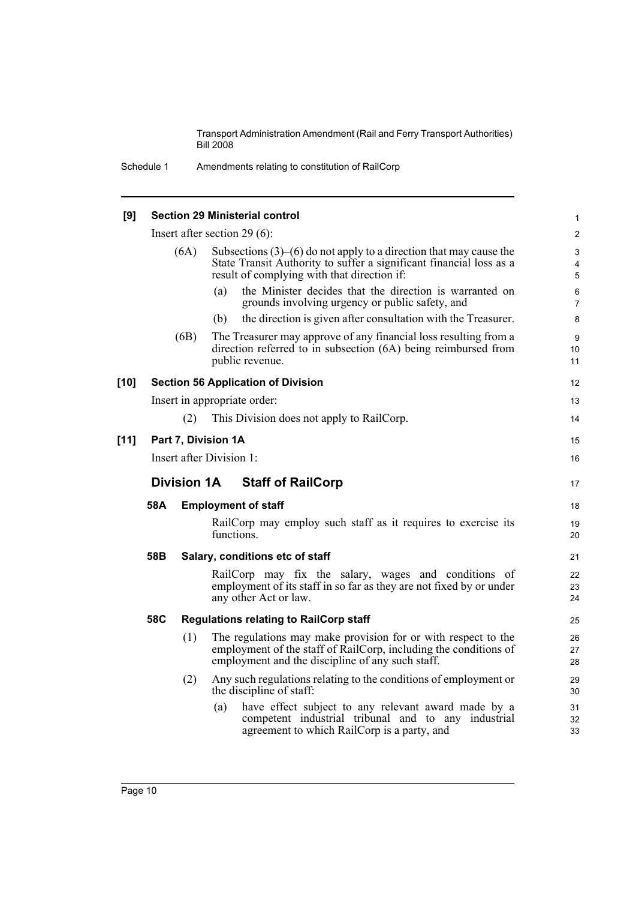**[9] Section 29 Ministerial control**

Insert after section 29 (6):

(6A) Subsections (3)–(6) do not apply to a direction that may cause the State Transit Authority to suffer a significant financial loss as a result of complying with that direction if:

(a) the Minister decides that the direction is warranted on grounds involving urgency or public safety, and

(b) the direction is given after consultation with the Treasurer.

(6B) The Treasurer may approve of any financial loss resulting from a direction referred to in subsection (6A) being reimbursed from public revenue.

**[10] Section 56 Application of Division**

Insert in appropriate order:

(2) This Division does not apply to RailCorp.

**[11] Part 7, Division 1A**

Insert after Division 1:

## Division 1A Staff of RailCorp

### 58A Employment of staff

RailCorp may employ such staff as it requires to exercise its functions.

### 58B Salary, conditions etc of staff

RailCorp may fix the salary, wages and conditions of employment of its staff in so far as they are not fixed by or under any other Act or law.

### 58C Regulations relating to RailCorp staff

(1) The regulations may make provision for or with respect to the employment of the staff of RailCorp, including the conditions of employment and the discipline of any such staff.

(2) Any such regulations relating to the conditions of employment or the discipline of staff:

(a) have effect subject to any relevant award made by a competent industrial tribunal and to any industrial agreement to which RailCorp is a party, and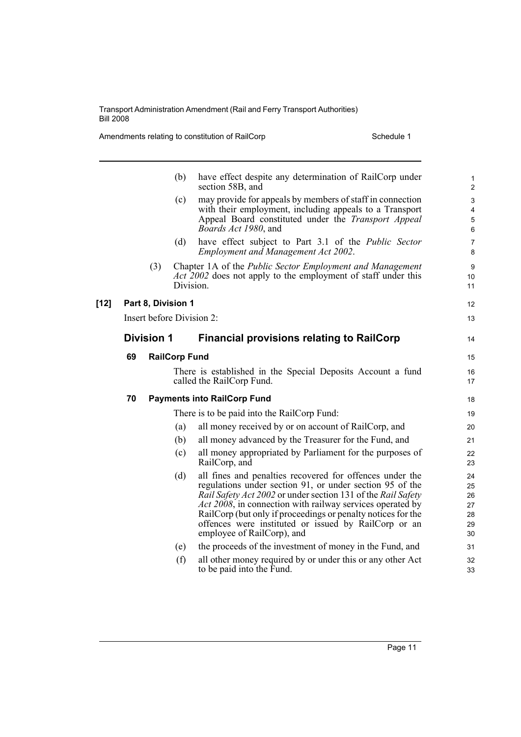(b) have effect despite any determination of RailCorp under section 58B, and

(c) may provide for appeals by members of staff in connection with their employment, including appeals to a Transport Appeal Board constituted under the *Transport Appeal Boards Act 1980*, and

(d) have effect subject to Part 3.1 of the *Public Sector Employment and Management Act 2002*.

(3) Chapter 1A of the *Public Sector Employment and Management Act 2002* does not apply to the employment of staff under this Division.

**[12] Part 8, Division 1**

Insert before Division 2:

## Division 1 Financial provisions relating to RailCorp

### 69 RailCorp Fund

There is established in the Special Deposits Account a fund called the RailCorp Fund.

### 70 Payments into RailCorp Fund

There is to be paid into the RailCorp Fund:

(a) all money received by or on account of RailCorp, and

(b) all money advanced by the Treasurer for the Fund, and

(c) all money appropriated by Parliament for the purposes of RailCorp, and

(d) all fines and penalties recovered for offences under the regulations under section 91, or under section 95 of the *Rail Safety Act 2002* or under section 131 of the *Rail Safety Act 2008*, in connection with railway services operated by RailCorp (but only if proceedings or penalty notices for the offences were instituted or issued by RailCorp or an employee of RailCorp), and

(e) the proceeds of the investment of money in the Fund, and

(f) all other money required by or under this or any other Act to be paid into the Fund.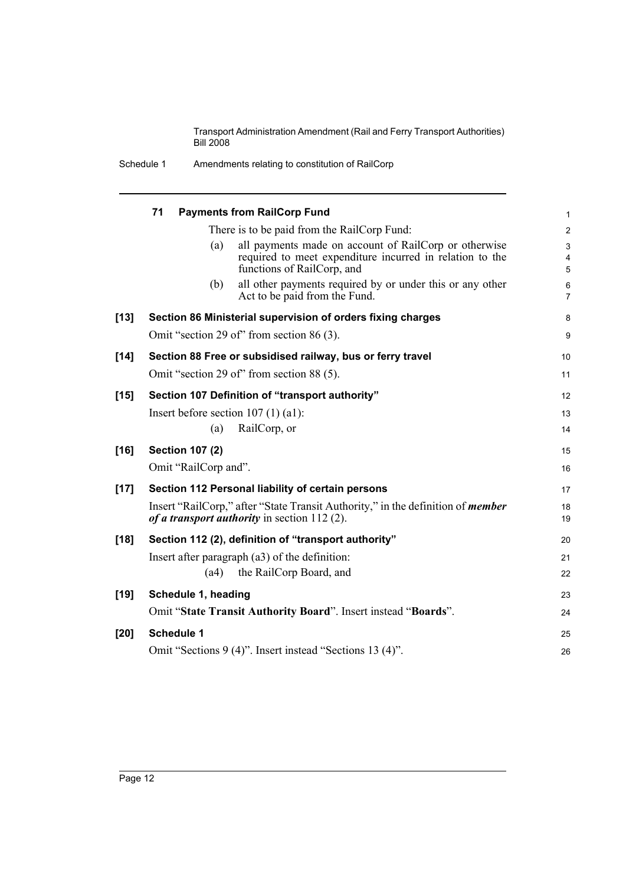**71 Payments from RailCorp Fund**

There is to be paid from the RailCorp Fund:

(a) all payments made on account of RailCorp or otherwise required to meet expenditure incurred in relation to the functions of RailCorp, and

(b) all other payments required by or under this or any other Act to be paid from the Fund.

**[13] Section 86 Ministerial supervision of orders fixing charges**

Omit "section 29 of" from section 86 (3).

**[14] Section 88 Free or subsidised railway, bus or ferry travel**

Omit "section 29 of" from section 88 (5).

**[15] Section 107 Definition of "transport authority"**

Insert before section 107 (1) (a1):

(a) RailCorp, or

**[16] Section 107 (2)**

Omit "RailCorp and".

**[17] Section 112 Personal liability of certain persons**

Insert "RailCorp," after "State Transit Authority," in the definition of ***member of a transport authority*** in section 112 (2).

**[18] Section 112 (2), definition of "transport authority"**

Insert after paragraph (a3) of the definition:

(a4) the RailCorp Board, and

**[19] Schedule 1, heading**

Omit "**State Transit Authority Board**". Insert instead "**Boards**".

**[20] Schedule 1**

Omit "Sections 9 (4)". Insert instead "Sections 13 (4)".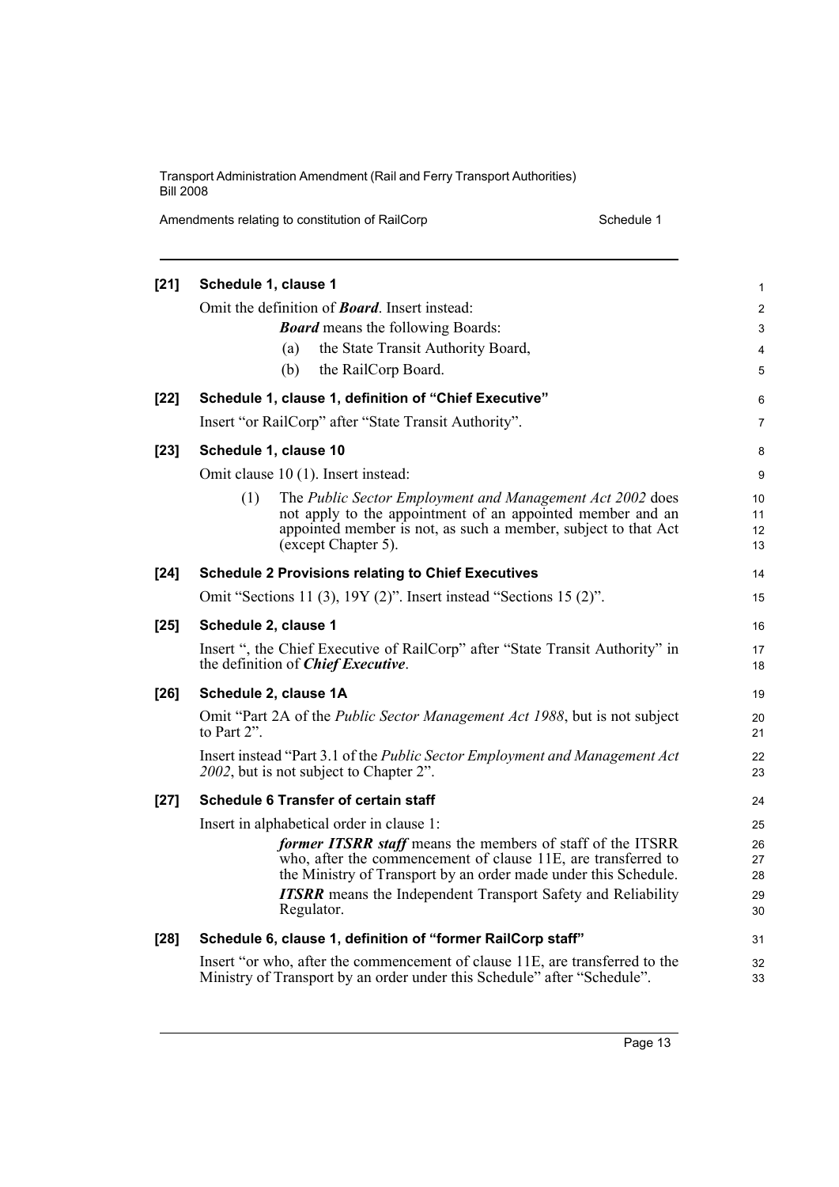**[21] Schedule 1, clause 1**

Omit the definition of ***Board***. Insert instead:

> ***Board*** means the following Boards:
>
> (a) the State Transit Authority Board,
>
> (b) the RailCorp Board.

**[22] Schedule 1, clause 1, definition of "Chief Executive"**

Insert "or RailCorp" after "State Transit Authority".

**[23] Schedule 1, clause 10**

Omit clause 10 (1). Insert instead:

> (1) The *Public Sector Employment and Management Act 2002* does not apply to the appointment of an appointed member and an appointed member is not, as such a member, subject to that Act (except Chapter 5).

**[24] Schedule 2 Provisions relating to Chief Executives**

Omit "Sections 11 (3), 19Y (2)". Insert instead "Sections 15 (2)".

**[25] Schedule 2, clause 1**

Insert ", the Chief Executive of RailCorp" after "State Transit Authority" in the definition of ***Chief Executive***.

**[26] Schedule 2, clause 1A**

Omit "Part 2A of the *Public Sector Management Act 1988*, but is not subject to Part 2".

Insert instead "Part 3.1 of the *Public Sector Employment and Management Act 2002*, but is not subject to Chapter 2".

**[27] Schedule 6 Transfer of certain staff**

Insert in alphabetical order in clause 1:

> ***former ITSRR staff*** means the members of staff of the ITSRR who, after the commencement of clause 11E, are transferred to the Ministry of Transport by an order made under this Schedule.
>
> ***ITSRR*** means the Independent Transport Safety and Reliability Regulator.

**[28] Schedule 6, clause 1, definition of "former RailCorp staff"**

Insert "or who, after the commencement of clause 11E, are transferred to the Ministry of Transport by an order under this Schedule" after "Schedule".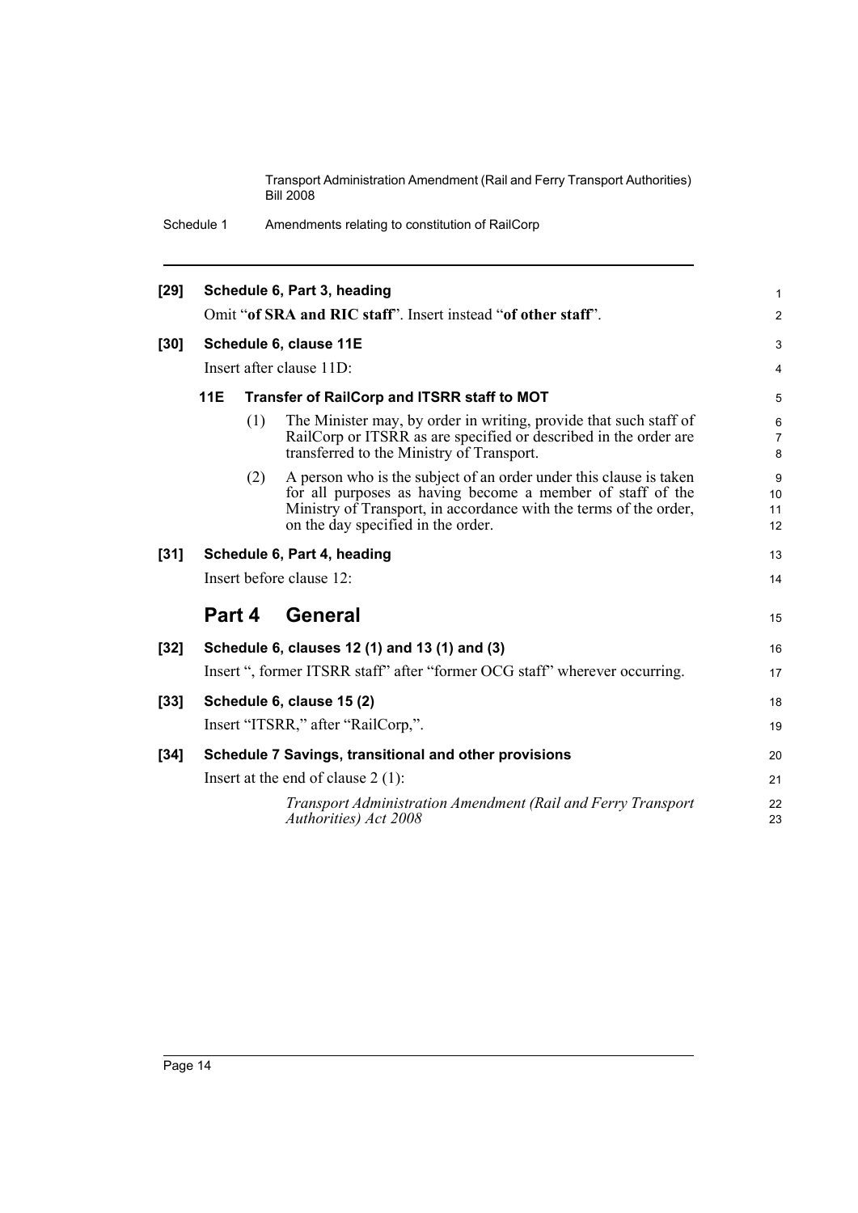**[29] Schedule 6, Part 3, heading**

Omit "**of SRA and RIC staff**". Insert instead "**of other staff**".

**[30] Schedule 6, clause 11E**

Insert after clause 11D:

**11E Transfer of RailCorp and ITSRR staff to MOT**

(1) The Minister may, by order in writing, provide that such staff of RailCorp or ITSRR as are specified or described in the order are transferred to the Ministry of Transport.

(2) A person who is the subject of an order under this clause is taken for all purposes as having become a member of staff of the Ministry of Transport, in accordance with the terms of the order, on the day specified in the order.

**[31] Schedule 6, Part 4, heading**

Insert before clause 12:

## Part 4 General

**[32] Schedule 6, clauses 12 (1) and 13 (1) and (3)**

Insert ", former ITSRR staff" after "former OCG staff" wherever occurring.

**[33] Schedule 6, clause 15 (2)**

Insert "ITSRR," after "RailCorp,".

**[34] Schedule 7 Savings, transitional and other provisions**

Insert at the end of clause 2 (1):

*Transport Administration Amendment (Rail and Ferry Transport Authorities) Act 2008*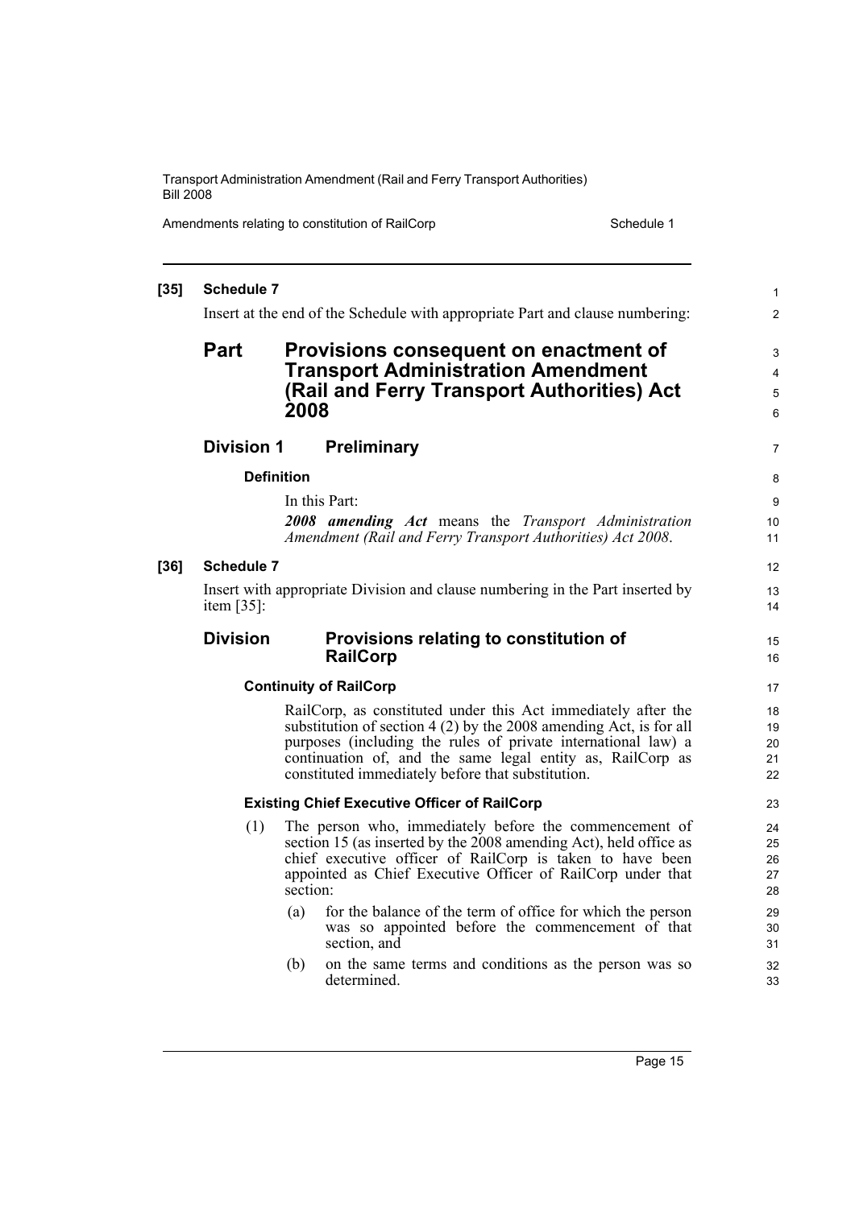**[35] Schedule 7**

Insert at the end of the Schedule with appropriate Part and clause numbering:

# Part Provisions consequent on enactment of Transport Administration Amendment (Rail and Ferry Transport Authorities) Act 2008

## Division 1 Preliminary

### Definition

In this Part:

***2008 amending Act*** means the *Transport Administration Amendment (Rail and Ferry Transport Authorities) Act 2008*.

**[36] Schedule 7**

Insert with appropriate Division and clause numbering in the Part inserted by item [35]:

## Division Provisions relating to constitution of RailCorp

### Continuity of RailCorp

RailCorp, as constituted under this Act immediately after the substitution of section 4 (2) by the 2008 amending Act, is for all purposes (including the rules of private international law) a continuation of, and the same legal entity as, RailCorp as constituted immediately before that substitution.

### Existing Chief Executive Officer of RailCorp

(1) The person who, immediately before the commencement of section 15 (as inserted by the 2008 amending Act), held office as chief executive officer of RailCorp is taken to have been appointed as Chief Executive Officer of RailCorp under that section:

(a) for the balance of the term of office for which the person was so appointed before the commencement of that section, and

(b) on the same terms and conditions as the person was so determined.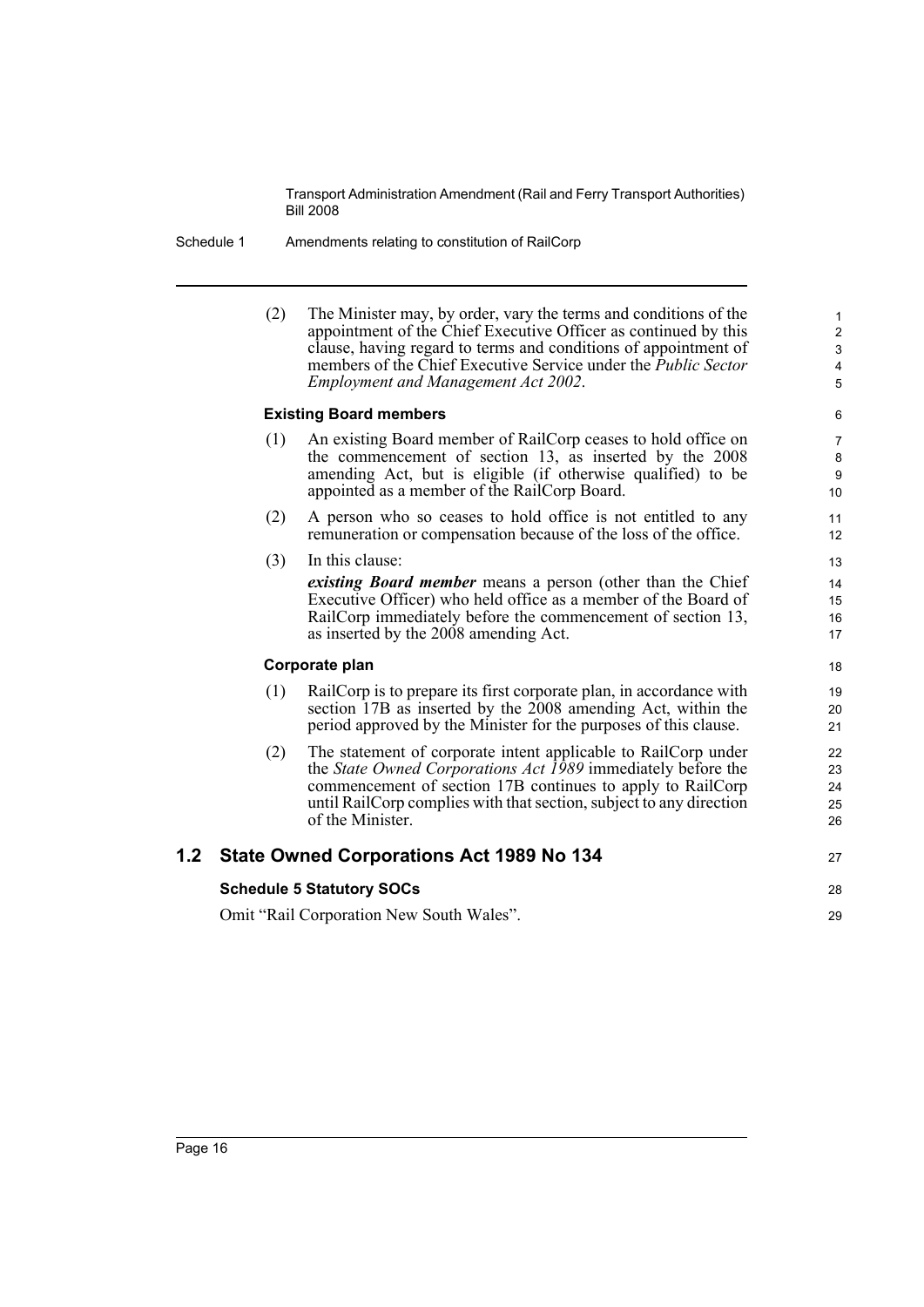(2) The Minister may, by order, vary the terms and conditions of the appointment of the Chief Executive Officer as continued by this clause, having regard to terms and conditions of appointment of members of the Chief Executive Service under the *Public Sector Employment and Management Act 2002*.

#### Existing Board members

(1) An existing Board member of RailCorp ceases to hold office on the commencement of section 13, as inserted by the 2008 amending Act, but is eligible (if otherwise qualified) to be appointed as a member of the RailCorp Board.

(2) A person who so ceases to hold office is not entitled to any remuneration or compensation because of the loss of the office.

(3) In this clause:

***existing Board member*** means a person (other than the Chief Executive Officer) who held office as a member of the Board of RailCorp immediately before the commencement of section 13, as inserted by the 2008 amending Act.

#### Corporate plan

(1) RailCorp is to prepare its first corporate plan, in accordance with section 17B as inserted by the 2008 amending Act, within the period approved by the Minister for the purposes of this clause.

(2) The statement of corporate intent applicable to RailCorp under the *State Owned Corporations Act 1989* immediately before the commencement of section 17B continues to apply to RailCorp until RailCorp complies with that section, subject to any direction of the Minister.

## 1.2 State Owned Corporations Act 1989 No 134

#### Schedule 5 Statutory SOCs

Omit "Rail Corporation New South Wales".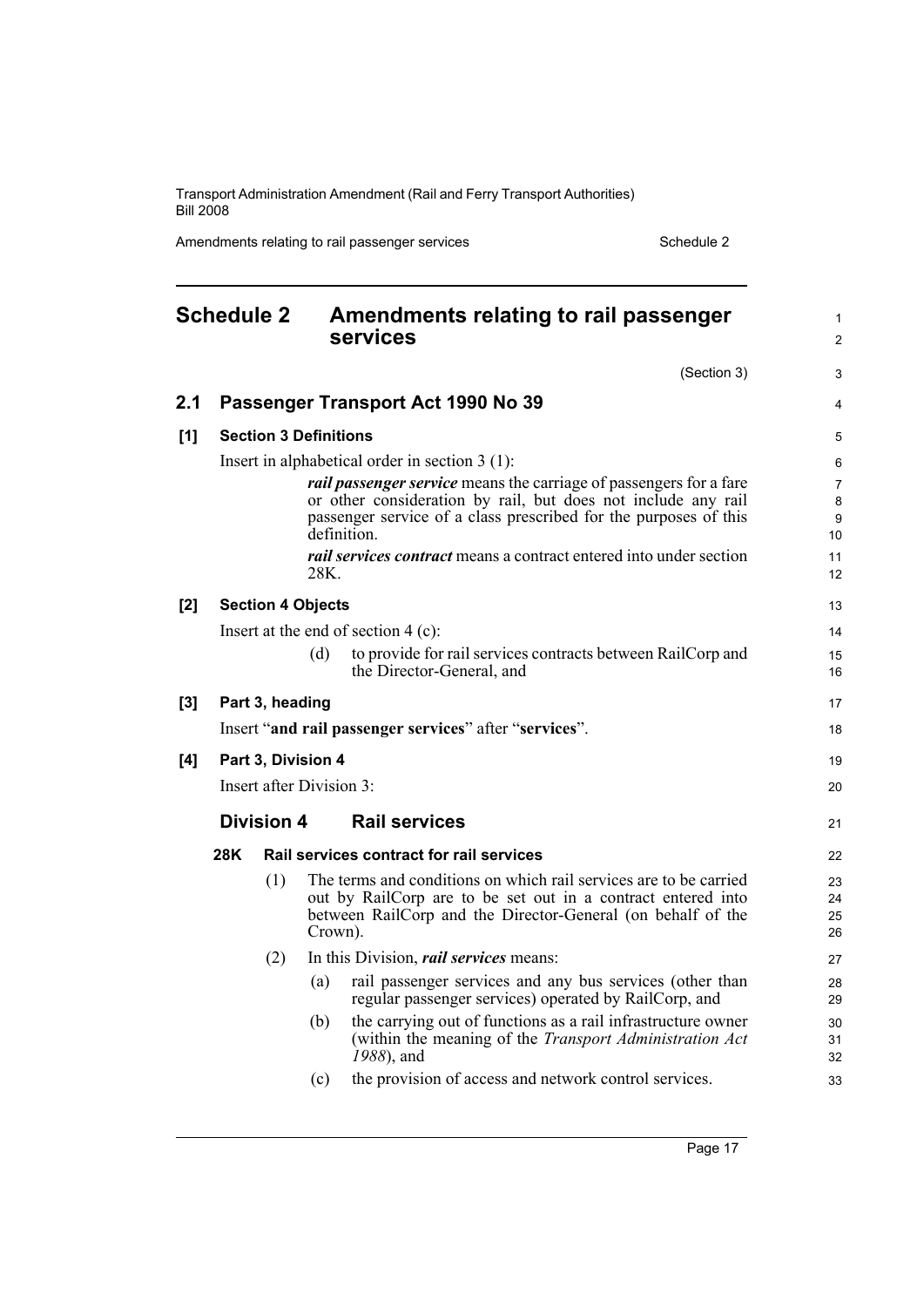## Schedule 2 Amendments relating to rail passenger services

(Section 3)

### 2.1 Passenger Transport Act 1990 No 39

**[1] Section 3 Definitions**

Insert in alphabetical order in section 3 (1):

> ***rail passenger service*** means the carriage of passengers for a fare or other consideration by rail, but does not include any rail passenger service of a class prescribed for the purposes of this definition.
>
> ***rail services contract*** means a contract entered into under section 28K.

**[2] Section 4 Objects**

Insert at the end of section 4 (c):

> (d) to provide for rail services contracts between RailCorp and the Director-General, and

**[3] Part 3, heading**

Insert "**and rail passenger services**" after "**services**".

**[4] Part 3, Division 4**

Insert after Division 3:

#### Division 4 Rail services

**28K Rail services contract for rail services**

(1) The terms and conditions on which rail services are to be carried out by RailCorp are to be set out in a contract entered into between RailCorp and the Director-General (on behalf of the Crown).

(2) In this Division, ***rail services*** means:

- (a) rail passenger services and any bus services (other than regular passenger services) operated by RailCorp, and
- (b) the carrying out of functions as a rail infrastructure owner (within the meaning of the *Transport Administration Act 1988*), and
- (c) the provision of access and network control services.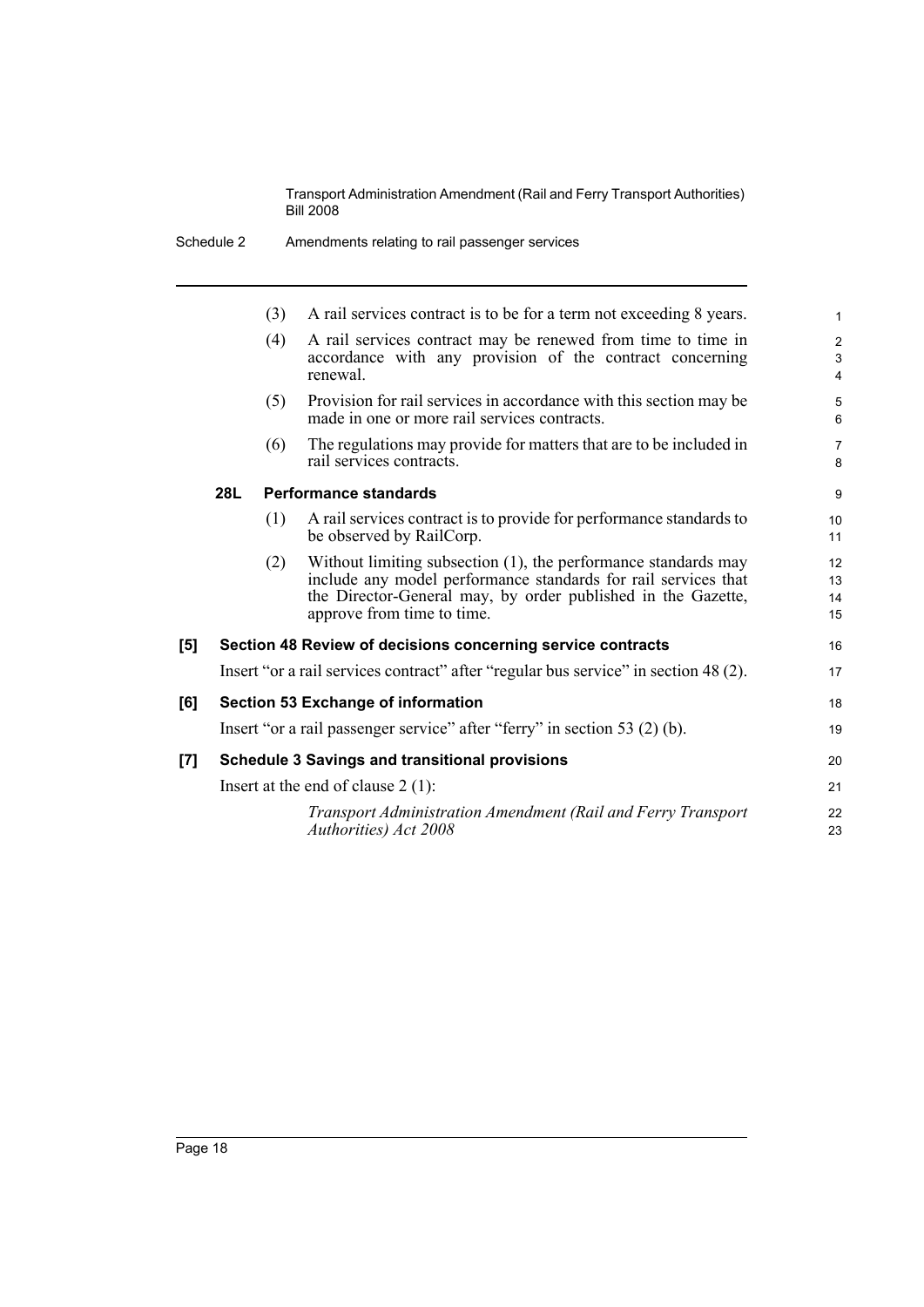(3) A rail services contract is to be for a term not exceeding 8 years.

(4) A rail services contract may be renewed from time to time in accordance with any provision of the contract concerning renewal.

(5) Provision for rail services in accordance with this section may be made in one or more rail services contracts.

(6) The regulations may provide for matters that are to be included in rail services contracts.

### 28L Performance standards

(1) A rail services contract is to provide for performance standards to be observed by RailCorp.

(2) Without limiting subsection (1), the performance standards may include any model performance standards for rail services that the Director-General may, by order published in the Gazette, approve from time to time.

## [5] Section 48 Review of decisions concerning service contracts

Insert "or a rail services contract" after "regular bus service" in section 48 (2).

## [6] Section 53 Exchange of information

Insert "or a rail passenger service" after "ferry" in section 53 (2) (b).

## [7] Schedule 3 Savings and transitional provisions

Insert at the end of clause 2 (1):

*Transport Administration Amendment (Rail and Ferry Transport Authorities) Act 2008*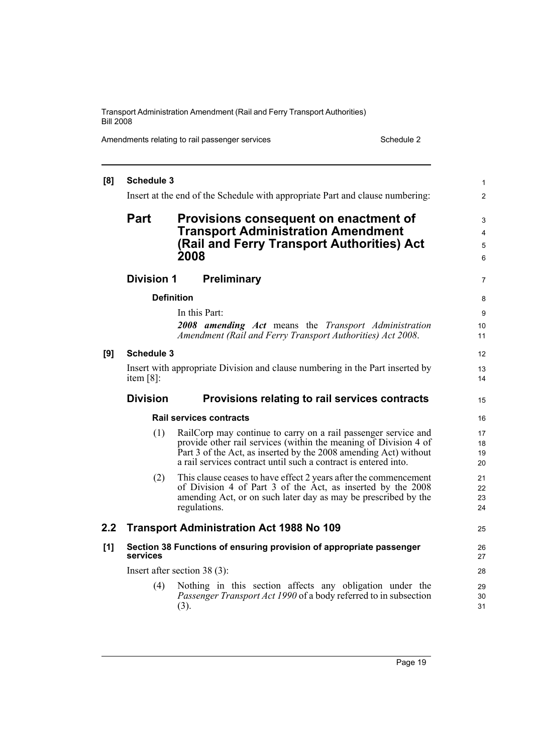**[8] Schedule 3**

Insert at the end of the Schedule with appropriate Part and clause numbering:

## Part Provisions consequent on enactment of Transport Administration Amendment (Rail and Ferry Transport Authorities) Act 2008

### Division 1 Preliminary

**Definition**

In this Part:

***2008 amending Act*** means the *Transport Administration Amendment (Rail and Ferry Transport Authorities) Act 2008*.

**[9] Schedule 3**

Insert with appropriate Division and clause numbering in the Part inserted by item [8]:

### Division Provisions relating to rail services contracts

**Rail services contracts**

(1) RailCorp may continue to carry on a rail passenger service and provide other rail services (within the meaning of Division 4 of Part 3 of the Act, as inserted by the 2008 amending Act) without a rail services contract until such a contract is entered into.

(2) This clause ceases to have effect 2 years after the commencement of Division 4 of Part 3 of the Act, as inserted by the 2008 amending Act, or on such later day as may be prescribed by the regulations.

## 2.2 Transport Administration Act 1988 No 109

**[1] Section 38 Functions of ensuring provision of appropriate passenger services**

Insert after section 38 (3):

(4) Nothing in this section affects any obligation under the *Passenger Transport Act 1990* of a body referred to in subsection (3).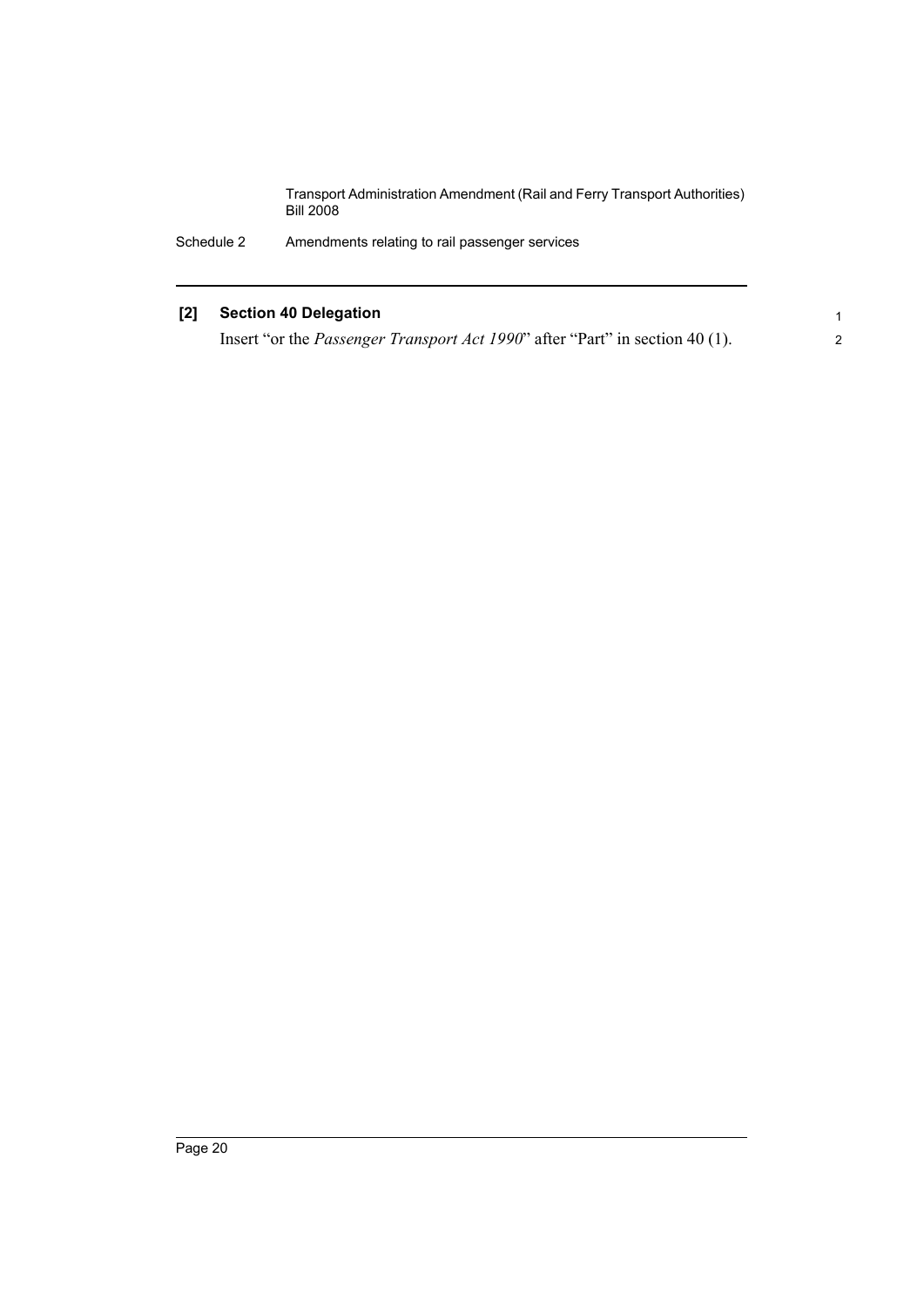**[2] Section 40 Delegation**

Insert "or the *Passenger Transport Act 1990*" after "Part" in section 40 (1).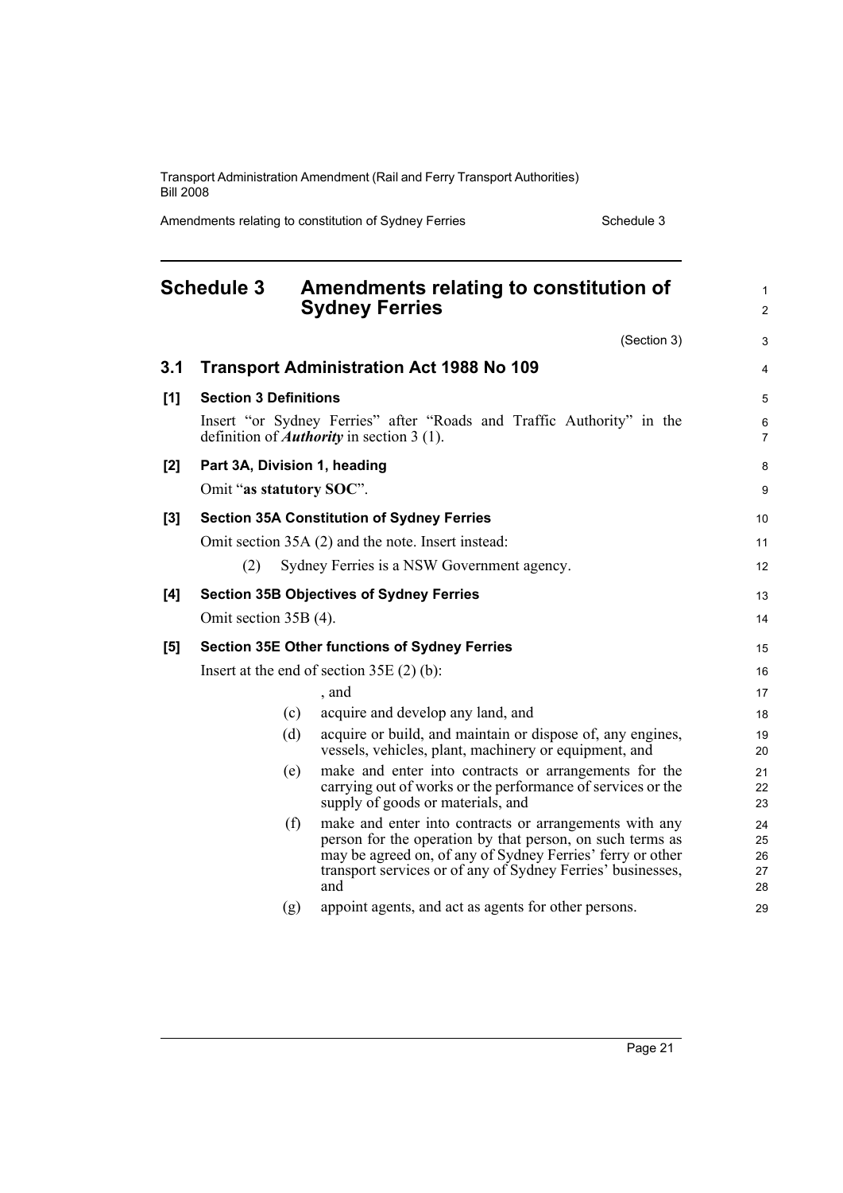## Schedule 3 Amendments relating to constitution of Sydney Ferries

(Section 3)

### 3.1 Transport Administration Act 1988 No 109

**[1] Section 3 Definitions**

Insert "or Sydney Ferries" after "Roads and Traffic Authority" in the definition of ***Authority*** in section 3 (1).

**[2] Part 3A, Division 1, heading**

Omit "**as statutory SOC**".

**[3] Section 35A Constitution of Sydney Ferries**

Omit section 35A (2) and the note. Insert instead:

(2) Sydney Ferries is a NSW Government agency.

**[4] Section 35B Objectives of Sydney Ferries**

Omit section 35B (4).

**[5] Section 35E Other functions of Sydney Ferries**

Insert at the end of section 35E (2) (b):

, and

(c) acquire and develop any land, and

(d) acquire or build, and maintain or dispose of, any engines, vessels, vehicles, plant, machinery or equipment, and

(e) make and enter into contracts or arrangements for the carrying out of works or the performance of services or the supply of goods or materials, and

(f) make and enter into contracts or arrangements with any person for the operation by that person, on such terms as may be agreed on, of any of Sydney Ferries' ferry or other transport services or of any of Sydney Ferries' businesses, and

(g) appoint agents, and act as agents for other persons.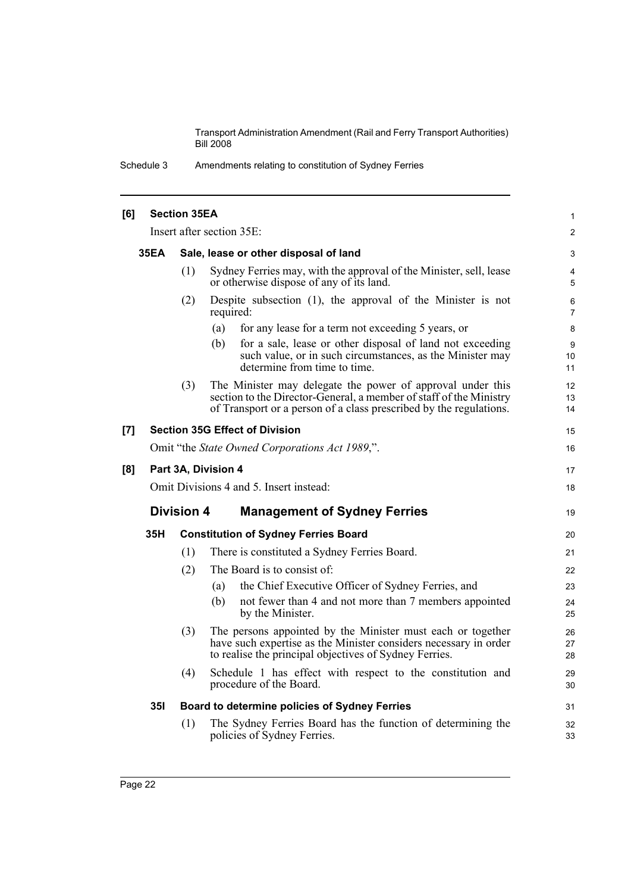**[6] Section 35EA**

Insert after section 35E:

**35EA Sale, lease or other disposal of land**

(1) Sydney Ferries may, with the approval of the Minister, sell, lease or otherwise dispose of any of its land.

(2) Despite subsection (1), the approval of the Minister is not required:

(a) for any lease for a term not exceeding 5 years, or

(b) for a sale, lease or other disposal of land not exceeding such value, or in such circumstances, as the Minister may determine from time to time.

(3) The Minister may delegate the power of approval under this section to the Director-General, a member of staff of the Ministry of Transport or a person of a class prescribed by the regulations.

**[7] Section 35G Effect of Division**

Omit "the *State Owned Corporations Act 1989*,".

**[8] Part 3A, Division 4**

Omit Divisions 4 and 5. Insert instead:

## Division 4 Management of Sydney Ferries

**35H Constitution of Sydney Ferries Board**

(1) There is constituted a Sydney Ferries Board.

(2) The Board is to consist of:

(a) the Chief Executive Officer of Sydney Ferries, and

(b) not fewer than 4 and not more than 7 members appointed by the Minister.

(3) The persons appointed by the Minister must each or together have such expertise as the Minister considers necessary in order to realise the principal objectives of Sydney Ferries.

(4) Schedule 1 has effect with respect to the constitution and procedure of the Board.

**35I Board to determine policies of Sydney Ferries**

(1) The Sydney Ferries Board has the function of determining the policies of Sydney Ferries.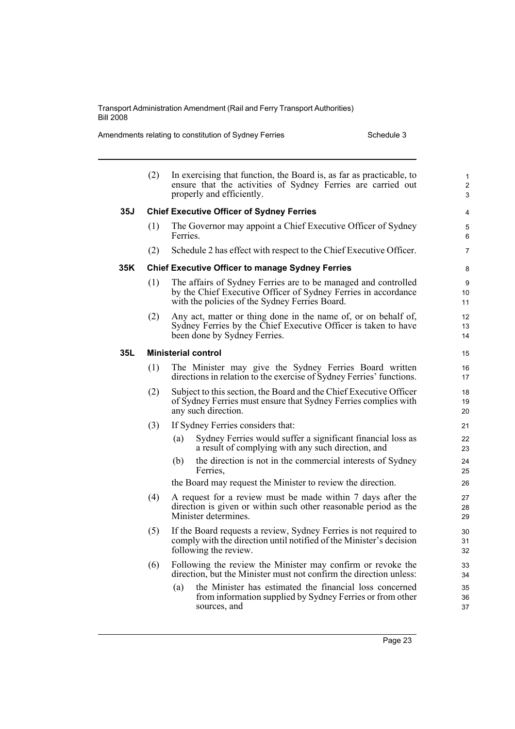(2) In exercising that function, the Board is, as far as practicable, to ensure that the activities of Sydney Ferries are carried out properly and efficiently.

### 35J Chief Executive Officer of Sydney Ferries

(1) The Governor may appoint a Chief Executive Officer of Sydney Ferries.

(2) Schedule 2 has effect with respect to the Chief Executive Officer.

### 35K Chief Executive Officer to manage Sydney Ferries

(1) The affairs of Sydney Ferries are to be managed and controlled by the Chief Executive Officer of Sydney Ferries in accordance with the policies of the Sydney Ferries Board.

(2) Any act, matter or thing done in the name of, or on behalf of, Sydney Ferries by the Chief Executive Officer is taken to have been done by Sydney Ferries.

### 35L Ministerial control

(1) The Minister may give the Sydney Ferries Board written directions in relation to the exercise of Sydney Ferries' functions.

(2) Subject to this section, the Board and the Chief Executive Officer of Sydney Ferries must ensure that Sydney Ferries complies with any such direction.

(3) If Sydney Ferries considers that:

- (a) Sydney Ferries would suffer a significant financial loss as a result of complying with any such direction, and
- (b) the direction is not in the commercial interests of Sydney Ferries,

the Board may request the Minister to review the direction.

(4) A request for a review must be made within 7 days after the direction is given or within such other reasonable period as the Minister determines.

(5) If the Board requests a review, Sydney Ferries is not required to comply with the direction until notified of the Minister's decision following the review.

(6) Following the review the Minister may confirm or revoke the direction, but the Minister must not confirm the direction unless:

- (a) the Minister has estimated the financial loss concerned from information supplied by Sydney Ferries or from other sources, and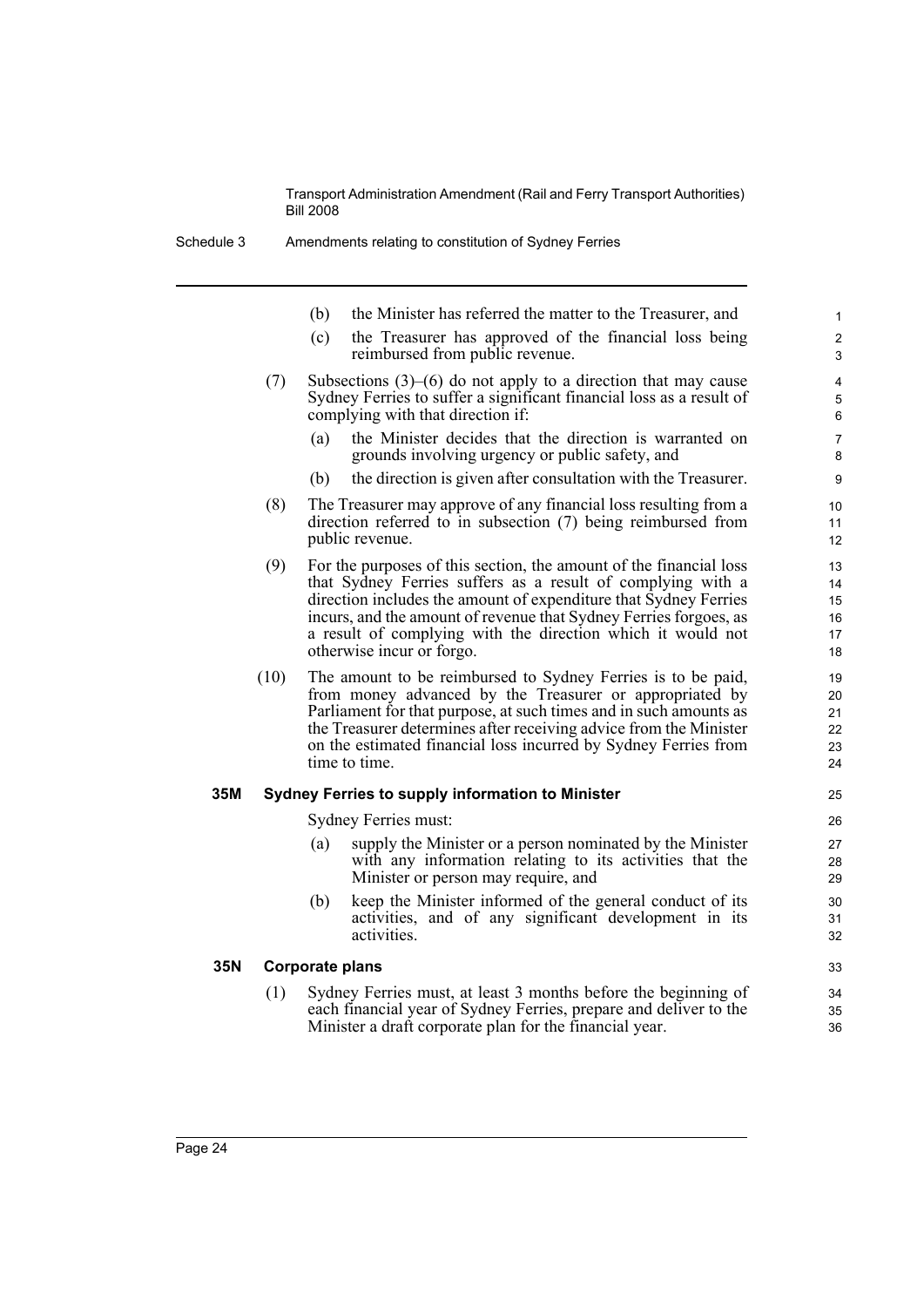(b) the Minister has referred the matter to the Treasurer, and

(c) the Treasurer has approved of the financial loss being reimbursed from public revenue.

(7) Subsections (3)–(6) do not apply to a direction that may cause Sydney Ferries to suffer a significant financial loss as a result of complying with that direction if:

(a) the Minister decides that the direction is warranted on grounds involving urgency or public safety, and

(b) the direction is given after consultation with the Treasurer.

(8) The Treasurer may approve of any financial loss resulting from a direction referred to in subsection (7) being reimbursed from public revenue.

(9) For the purposes of this section, the amount of the financial loss that Sydney Ferries suffers as a result of complying with a direction includes the amount of expenditure that Sydney Ferries incurs, and the amount of revenue that Sydney Ferries forgoes, as a result of complying with the direction which it would not otherwise incur or forgo.

(10) The amount to be reimbursed to Sydney Ferries is to be paid, from money advanced by the Treasurer or appropriated by Parliament for that purpose, at such times and in such amounts as the Treasurer determines after receiving advice from the Minister on the estimated financial loss incurred by Sydney Ferries from time to time.

**35M Sydney Ferries to supply information to Minister**

Sydney Ferries must:

(a) supply the Minister or a person nominated by the Minister with any information relating to its activities that the Minister or person may require, and

(b) keep the Minister informed of the general conduct of its activities, and of any significant development in its activities.

**35N Corporate plans**

(1) Sydney Ferries must, at least 3 months before the beginning of each financial year of Sydney Ferries, prepare and deliver to the Minister a draft corporate plan for the financial year.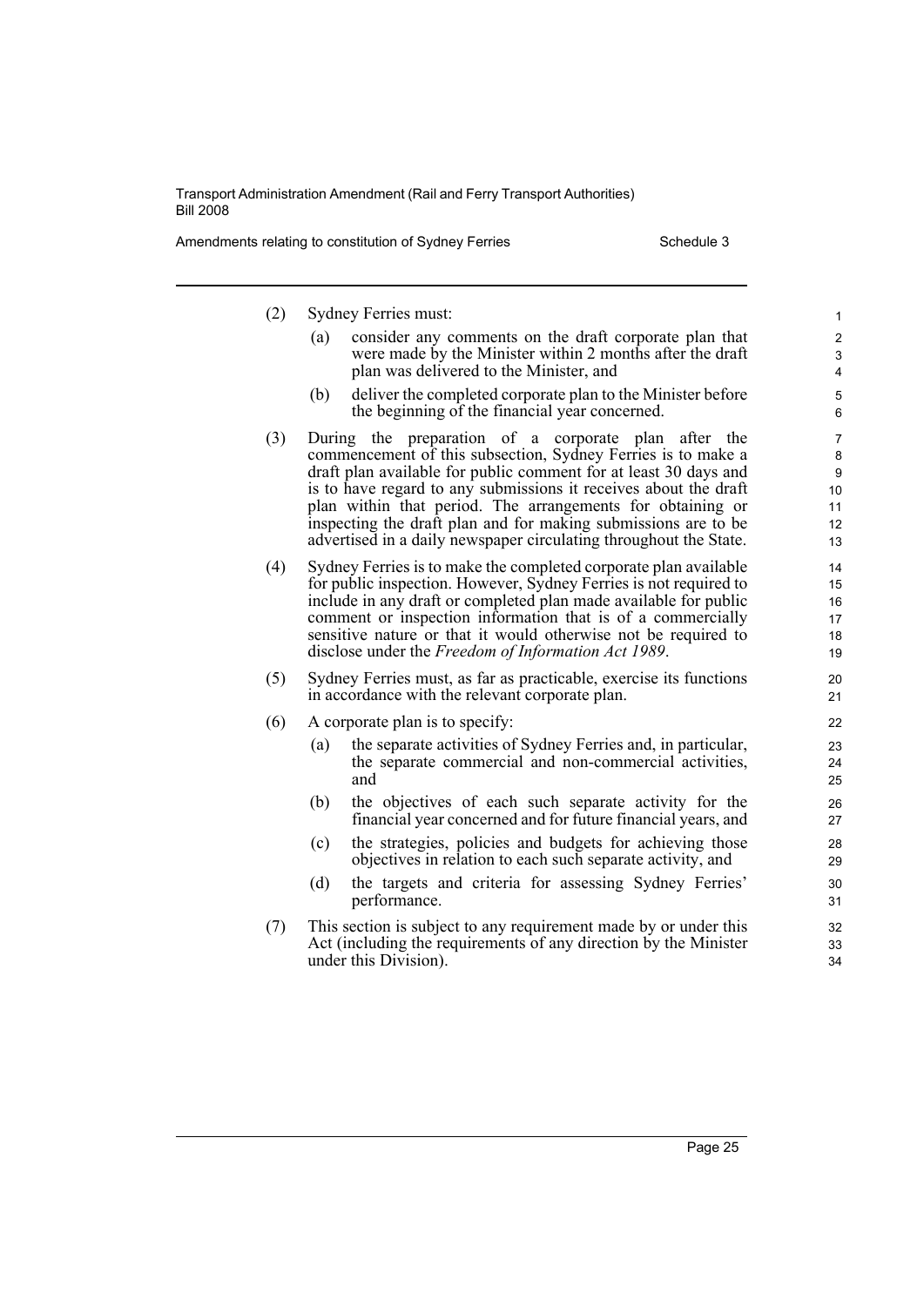(2) Sydney Ferries must:

- (a) consider any comments on the draft corporate plan that were made by the Minister within 2 months after the draft plan was delivered to the Minister, and
- (b) deliver the completed corporate plan to the Minister before the beginning of the financial year concerned.

(3) During the preparation of a corporate plan after the commencement of this subsection, Sydney Ferries is to make a draft plan available for public comment for at least 30 days and is to have regard to any submissions it receives about the draft plan within that period. The arrangements for obtaining or inspecting the draft plan and for making submissions are to be advertised in a daily newspaper circulating throughout the State.

(4) Sydney Ferries is to make the completed corporate plan available for public inspection. However, Sydney Ferries is not required to include in any draft or completed plan made available for public comment or inspection information that is of a commercially sensitive nature or that it would otherwise not be required to disclose under the *Freedom of Information Act 1989*.

(5) Sydney Ferries must, as far as practicable, exercise its functions in accordance with the relevant corporate plan.

(6) A corporate plan is to specify:

- (a) the separate activities of Sydney Ferries and, in particular, the separate commercial and non-commercial activities, and
- (b) the objectives of each such separate activity for the financial year concerned and for future financial years, and
- (c) the strategies, policies and budgets for achieving those objectives in relation to each such separate activity, and
- (d) the targets and criteria for assessing Sydney Ferries' performance.

(7) This section is subject to any requirement made by or under this Act (including the requirements of any direction by the Minister under this Division).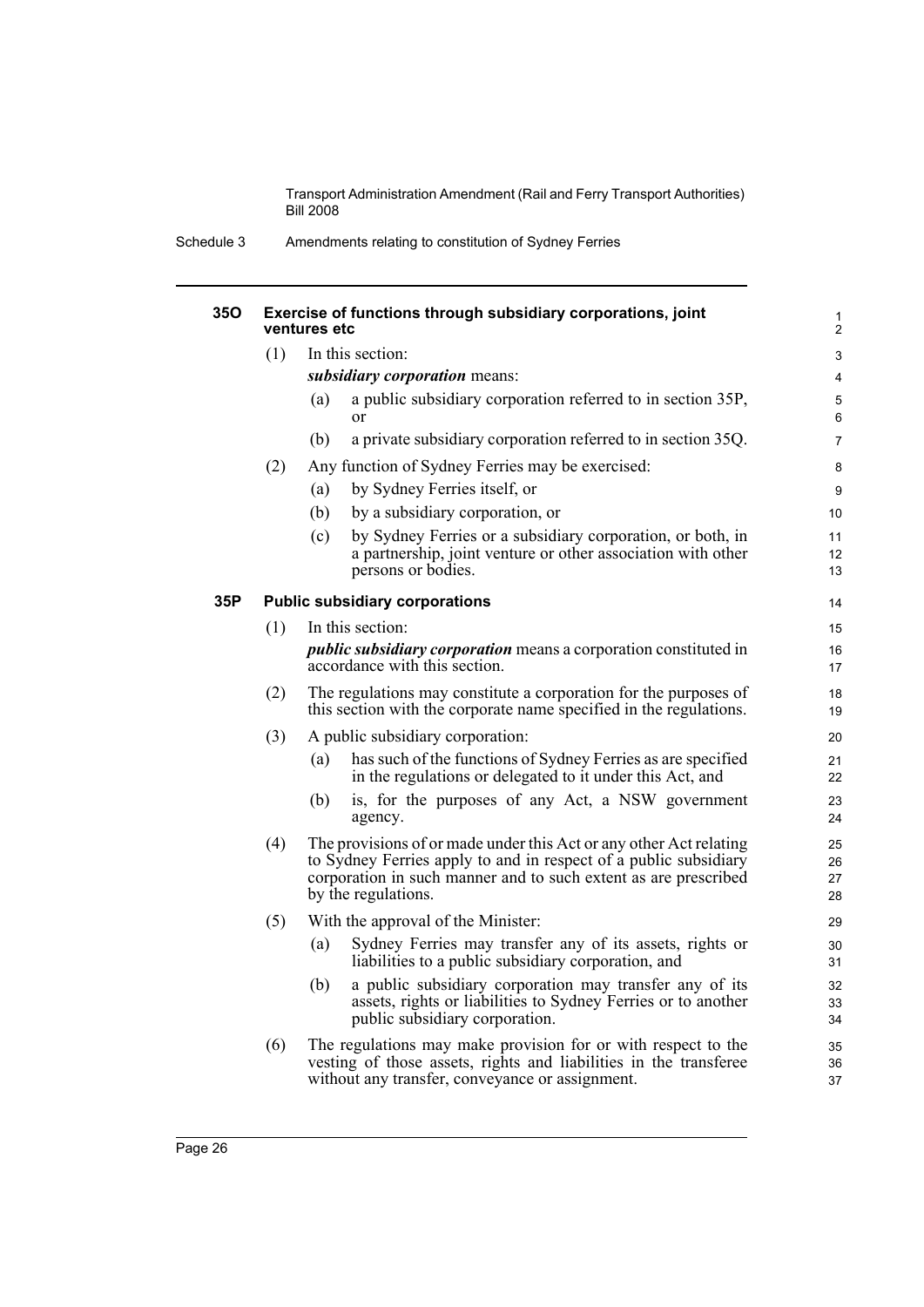### 35O Exercise of functions through subsidiary corporations, joint ventures etc

(1) In this section:

***subsidiary corporation*** means:

- (a) a public subsidiary corporation referred to in section 35P, or
- (b) a private subsidiary corporation referred to in section 35Q.

(2) Any function of Sydney Ferries may be exercised:

- (a) by Sydney Ferries itself, or
- (b) by a subsidiary corporation, or
- (c) by Sydney Ferries or a subsidiary corporation, or both, in a partnership, joint venture or other association with other persons or bodies.

### 35P Public subsidiary corporations

(1) In this section:

***public subsidiary corporation*** means a corporation constituted in accordance with this section.

(2) The regulations may constitute a corporation for the purposes of this section with the corporate name specified in the regulations.

(3) A public subsidiary corporation:

- (a) has such of the functions of Sydney Ferries as are specified in the regulations or delegated to it under this Act, and
- (b) is, for the purposes of any Act, a NSW government agency.

(4) The provisions of or made under this Act or any other Act relating to Sydney Ferries apply to and in respect of a public subsidiary corporation in such manner and to such extent as are prescribed by the regulations.

(5) With the approval of the Minister:

- (a) Sydney Ferries may transfer any of its assets, rights or liabilities to a public subsidiary corporation, and
- (b) a public subsidiary corporation may transfer any of its assets, rights or liabilities to Sydney Ferries or to another public subsidiary corporation.

(6) The regulations may make provision for or with respect to the vesting of those assets, rights and liabilities in the transferee without any transfer, conveyance or assignment.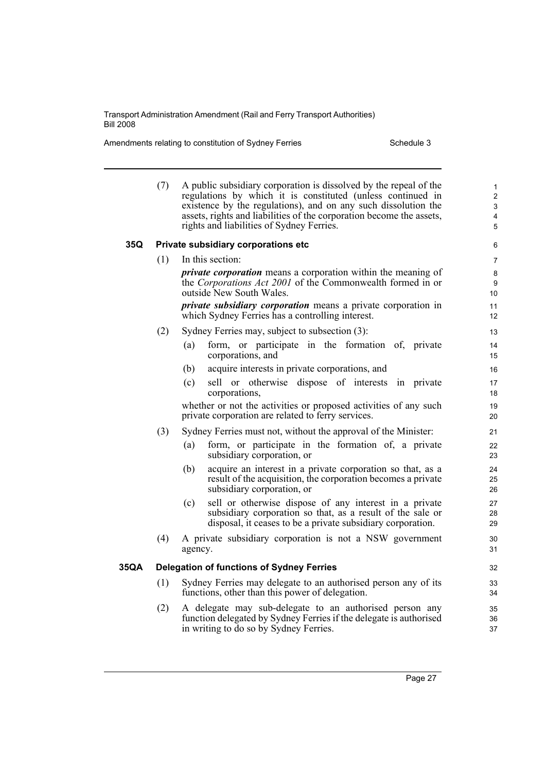(7) A public subsidiary corporation is dissolved by the repeal of the regulations by which it is constituted (unless continued in existence by the regulations), and on any such dissolution the assets, rights and liabilities of the corporation become the assets, rights and liabilities of Sydney Ferries.

### 35Q Private subsidiary corporations etc

(1) In this section:

***private corporation*** means a corporation within the meaning of the *Corporations Act 2001* of the Commonwealth formed in or outside New South Wales.

***private subsidiary corporation*** means a private corporation in which Sydney Ferries has a controlling interest.

(2) Sydney Ferries may, subject to subsection (3):

- (a) form, or participate in the formation of, private corporations, and
- (b) acquire interests in private corporations, and
- (c) sell or otherwise dispose of interests in private corporations,

whether or not the activities or proposed activities of any such private corporation are related to ferry services.

(3) Sydney Ferries must not, without the approval of the Minister:

- (a) form, or participate in the formation of, a private subsidiary corporation, or
- (b) acquire an interest in a private corporation so that, as a result of the acquisition, the corporation becomes a private subsidiary corporation, or
- (c) sell or otherwise dispose of any interest in a private subsidiary corporation so that, as a result of the sale or disposal, it ceases to be a private subsidiary corporation.

(4) A private subsidiary corporation is not a NSW government agency.

### 35QA Delegation of functions of Sydney Ferries

(1) Sydney Ferries may delegate to an authorised person any of its functions, other than this power of delegation.

(2) A delegate may sub-delegate to an authorised person any function delegated by Sydney Ferries if the delegate is authorised in writing to do so by Sydney Ferries.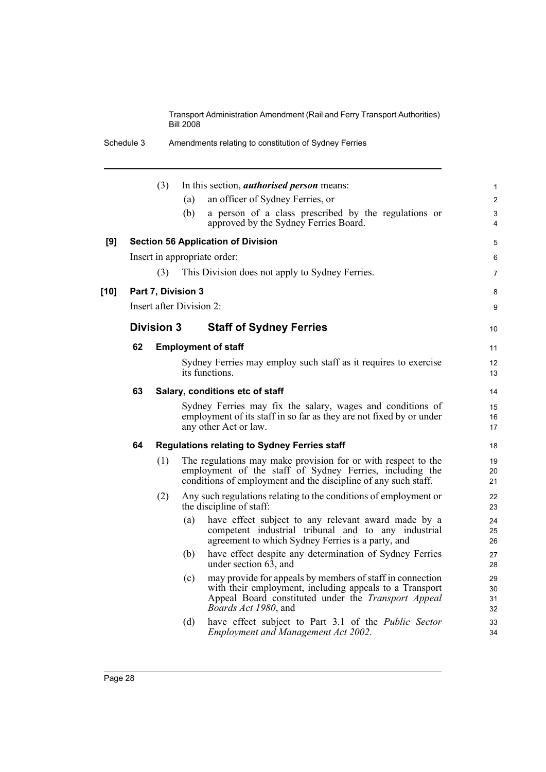(3) In this section, ***authorised person*** means:

(a) an officer of Sydney Ferries, or

(b) a person of a class prescribed by the regulations or approved by the Sydney Ferries Board.

**[9] Section 56 Application of Division**

Insert in appropriate order:

(3) This Division does not apply to Sydney Ferries.

**[10] Part 7, Division 3**

Insert after Division 2:

## Division 3 Staff of Sydney Ferries

**62 Employment of staff**

Sydney Ferries may employ such staff as it requires to exercise its functions.

**63 Salary, conditions etc of staff**

Sydney Ferries may fix the salary, wages and conditions of employment of its staff in so far as they are not fixed by or under any other Act or law.

**64 Regulations relating to Sydney Ferries staff**

(1) The regulations may make provision for or with respect to the employment of the staff of Sydney Ferries, including the conditions of employment and the discipline of any such staff.

(2) Any such regulations relating to the conditions of employment or the discipline of staff:

(a) have effect subject to any relevant award made by a competent industrial tribunal and to any industrial agreement to which Sydney Ferries is a party, and

(b) have effect despite any determination of Sydney Ferries under section 63, and

(c) may provide for appeals by members of staff in connection with their employment, including appeals to a Transport Appeal Board constituted under the *Transport Appeal Boards Act 1980*, and

(d) have effect subject to Part 3.1 of the *Public Sector Employment and Management Act 2002*.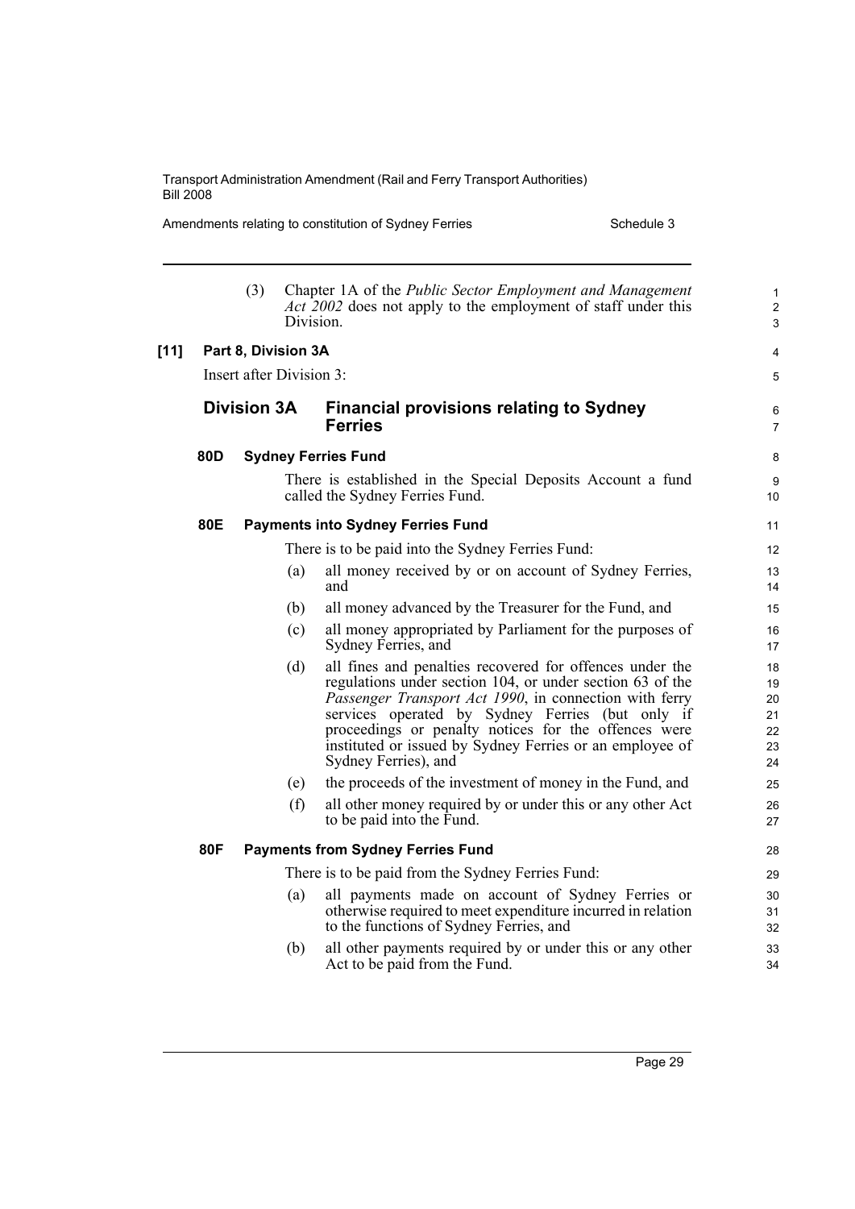(3) Chapter 1A of the *Public Sector Employment and Management Act 2002* does not apply to the employment of staff under this Division.

**[11] Part 8, Division 3A**

Insert after Division 3:

## Division 3A Financial provisions relating to Sydney Ferries

### 80D Sydney Ferries Fund

There is established in the Special Deposits Account a fund called the Sydney Ferries Fund.

### 80E Payments into Sydney Ferries Fund

There is to be paid into the Sydney Ferries Fund:

(a) all money received by or on account of Sydney Ferries, and

(b) all money advanced by the Treasurer for the Fund, and

(c) all money appropriated by Parliament for the purposes of Sydney Ferries, and

(d) all fines and penalties recovered for offences under the regulations under section 104, or under section 63 of the *Passenger Transport Act 1990*, in connection with ferry services operated by Sydney Ferries (but only if proceedings or penalty notices for the offences were instituted or issued by Sydney Ferries or an employee of Sydney Ferries), and

(e) the proceeds of the investment of money in the Fund, and

(f) all other money required by or under this or any other Act to be paid into the Fund.

### 80F Payments from Sydney Ferries Fund

There is to be paid from the Sydney Ferries Fund:

(a) all payments made on account of Sydney Ferries or otherwise required to meet expenditure incurred in relation to the functions of Sydney Ferries, and

(b) all other payments required by or under this or any other Act to be paid from the Fund.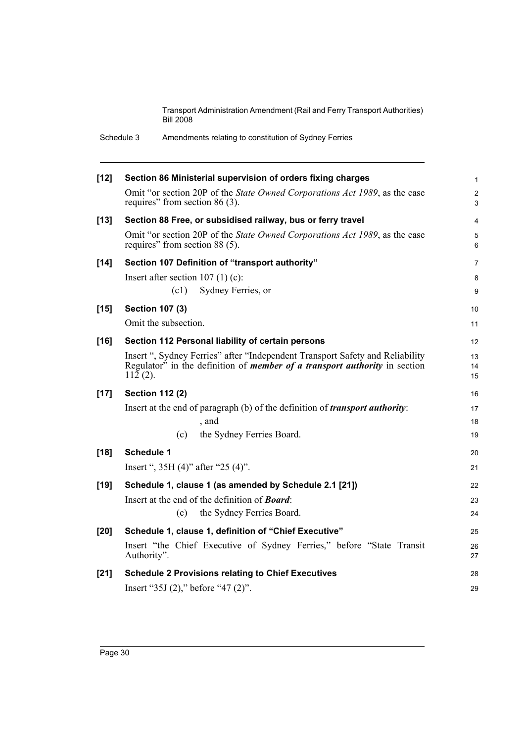**[12] Section 86 Ministerial supervision of orders fixing charges**

Omit "or section 20P of the *State Owned Corporations Act 1989*, as the case requires" from section 86 (3).

**[13] Section 88 Free, or subsidised railway, bus or ferry travel**

Omit "or section 20P of the *State Owned Corporations Act 1989*, as the case requires" from section 88 (5).

**[14] Section 107 Definition of "transport authority"**

Insert after section 107 (1) (c):

(c1) Sydney Ferries, or

**[15] Section 107 (3)**

Omit the subsection.

**[16] Section 112 Personal liability of certain persons**

Insert ", Sydney Ferries" after "Independent Transport Safety and Reliability Regulator" in the definition of ***member of a transport authority*** in section 112 (2).

**[17] Section 112 (2)**

Insert at the end of paragraph (b) of the definition of ***transport authority***:

, and

(c) the Sydney Ferries Board.

**[18] Schedule 1**

Insert ", 35H (4)" after "25 (4)".

**[19] Schedule 1, clause 1 (as amended by Schedule 2.1 [21])**

Insert at the end of the definition of ***Board***:

(c) the Sydney Ferries Board.

**[20] Schedule 1, clause 1, definition of "Chief Executive"**

Insert "the Chief Executive of Sydney Ferries," before "State Transit Authority".

**[21] Schedule 2 Provisions relating to Chief Executives**

Insert "35J (2)," before "47 (2)".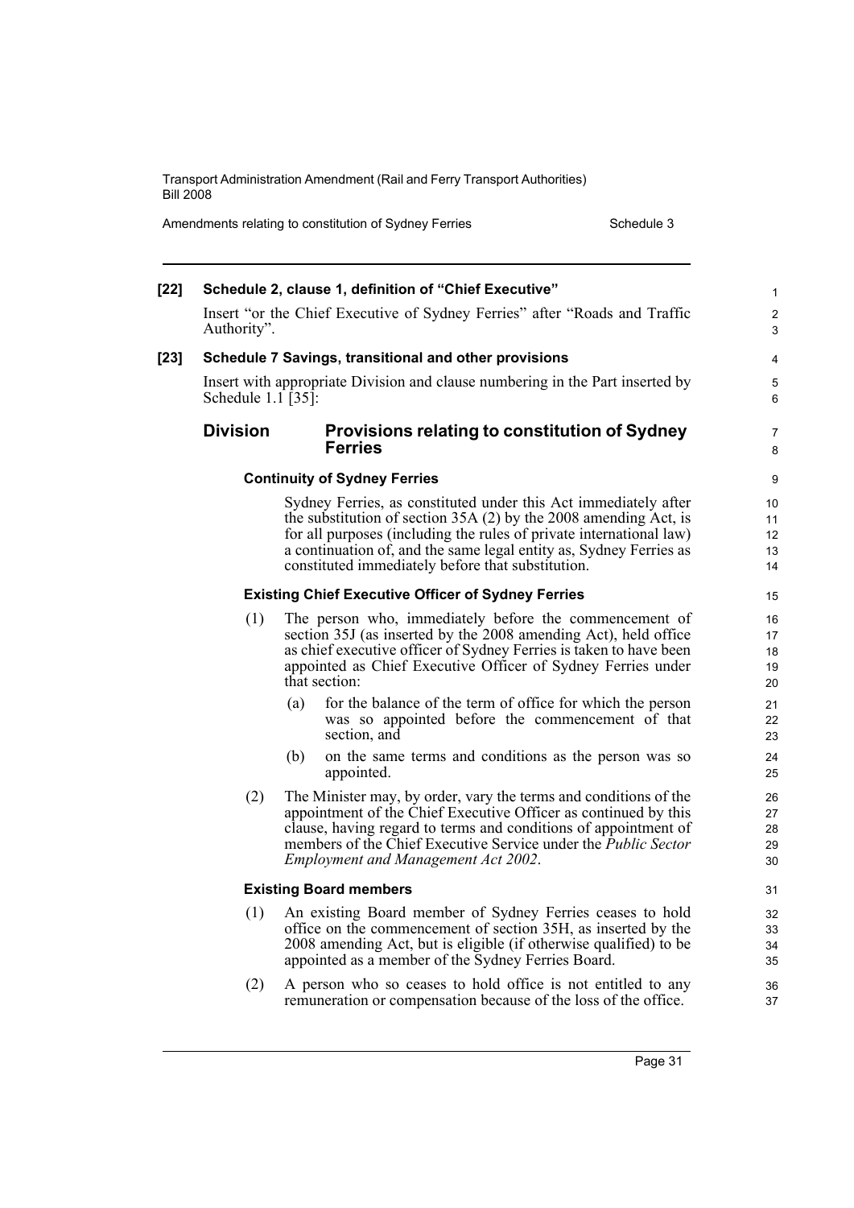**[22] Schedule 2, clause 1, definition of "Chief Executive"**

Insert "or the Chief Executive of Sydney Ferries" after "Roads and Traffic Authority".

**[23] Schedule 7 Savings, transitional and other provisions**

Insert with appropriate Division and clause numbering in the Part inserted by Schedule 1.1 [35]:

## Division Provisions relating to constitution of Sydney Ferries

### Continuity of Sydney Ferries

Sydney Ferries, as constituted under this Act immediately after the substitution of section 35A (2) by the 2008 amending Act, is for all purposes (including the rules of private international law) a continuation of, and the same legal entity as, Sydney Ferries as constituted immediately before that substitution.

### Existing Chief Executive Officer of Sydney Ferries

(1) The person who, immediately before the commencement of section 35J (as inserted by the 2008 amending Act), held office as chief executive officer of Sydney Ferries is taken to have been appointed as Chief Executive Officer of Sydney Ferries under that section:

- (a) for the balance of the term of office for which the person was so appointed before the commencement of that section, and
- (b) on the same terms and conditions as the person was so appointed.

(2) The Minister may, by order, vary the terms and conditions of the appointment of the Chief Executive Officer as continued by this clause, having regard to terms and conditions of appointment of members of the Chief Executive Service under the *Public Sector Employment and Management Act 2002*.

### Existing Board members

(1) An existing Board member of Sydney Ferries ceases to hold office on the commencement of section 35H, as inserted by the 2008 amending Act, but is eligible (if otherwise qualified) to be appointed as a member of the Sydney Ferries Board.

(2) A person who so ceases to hold office is not entitled to any remuneration or compensation because of the loss of the office.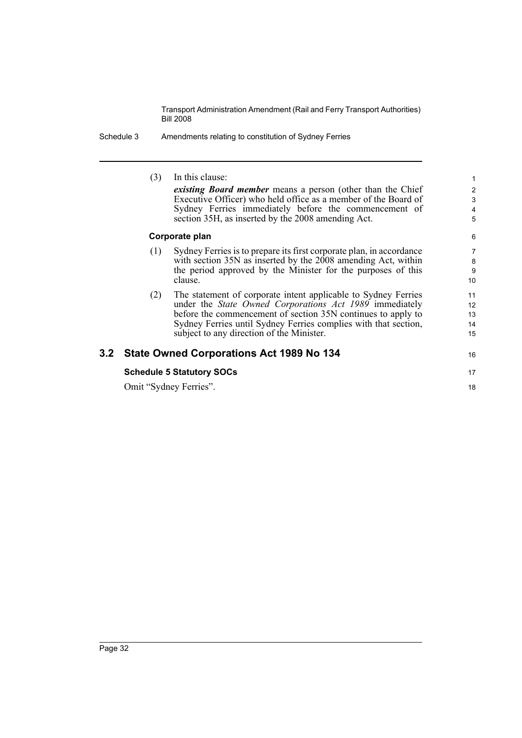(3) In this clause:

***existing Board member*** means a person (other than the Chief Executive Officer) who held office as a member of the Board of Sydney Ferries immediately before the commencement of section 35H, as inserted by the 2008 amending Act.

**Corporate plan**

(1) Sydney Ferries is to prepare its first corporate plan, in accordance with section 35N as inserted by the 2008 amending Act, within the period approved by the Minister for the purposes of this clause.

(2) The statement of corporate intent applicable to Sydney Ferries under the *State Owned Corporations Act 1989* immediately before the commencement of section 35N continues to apply to Sydney Ferries until Sydney Ferries complies with that section, subject to any direction of the Minister.

## 3.2 State Owned Corporations Act 1989 No 134

**Schedule 5 Statutory SOCs**

Omit "Sydney Ferries".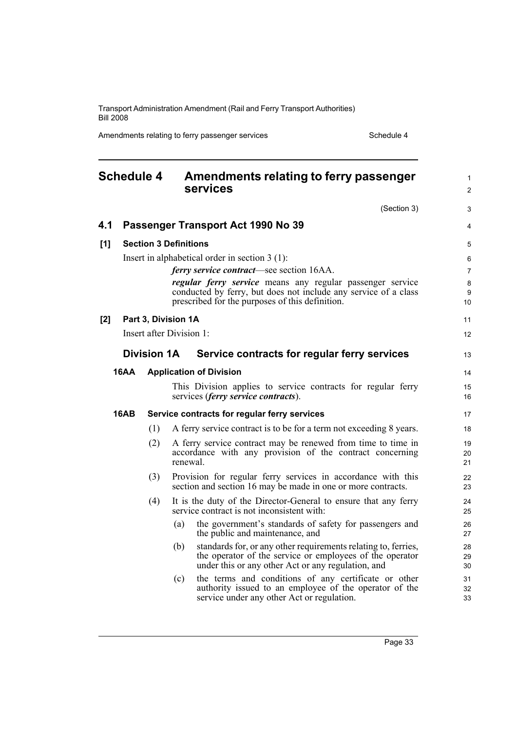# Schedule 4 Amendments relating to ferry passenger services

(Section 3)

## 4.1 Passenger Transport Act 1990 No 39

### [1] Section 3 Definitions

Insert in alphabetical order in section 3 (1):

> ***ferry service contract***—see section 16AA.
>
> ***regular ferry service*** means any regular passenger service conducted by ferry, but does not include any service of a class prescribed for the purposes of this definition.

### [2] Part 3, Division 1A

Insert after Division 1:

## Division 1A Service contracts for regular ferry services

### 16AA Application of Division

This Division applies to service contracts for regular ferry services (***ferry service contracts***).

### 16AB Service contracts for regular ferry services

(1) A ferry service contract is to be for a term not exceeding 8 years.

(2) A ferry service contract may be renewed from time to time in accordance with any provision of the contract concerning renewal.

(3) Provision for regular ferry services in accordance with this section and section 16 may be made in one or more contracts.

(4) It is the duty of the Director-General to ensure that any ferry service contract is not inconsistent with:

- (a) the government's standards of safety for passengers and the public and maintenance, and
- (b) standards for, or any other requirements relating to, ferries, the operator of the service or employees of the operator under this or any other Act or any regulation, and
- (c) the terms and conditions of any certificate or other authority issued to an employee of the operator of the service under any other Act or regulation.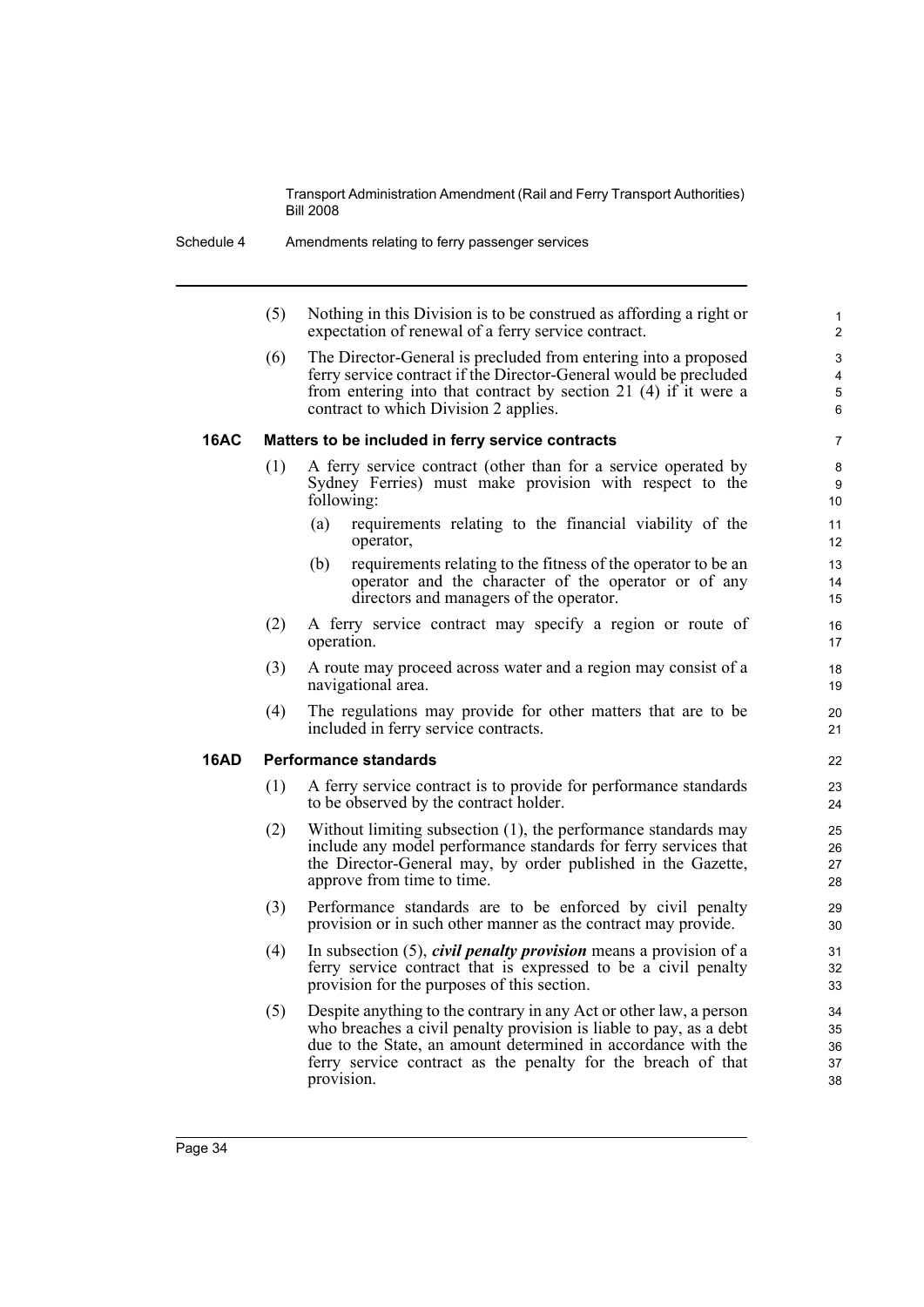(5) Nothing in this Division is to be construed as affording a right or expectation of renewal of a ferry service contract.

(6) The Director-General is precluded from entering into a proposed ferry service contract if the Director-General would be precluded from entering into that contract by section 21 (4) if it were a contract to which Division 2 applies.

### 16AC Matters to be included in ferry service contracts

(1) A ferry service contract (other than for a service operated by Sydney Ferries) must make provision with respect to the following:

(a) requirements relating to the financial viability of the operator,

(b) requirements relating to the fitness of the operator to be an operator and the character of the operator or of any directors and managers of the operator.

(2) A ferry service contract may specify a region or route of operation.

(3) A route may proceed across water and a region may consist of a navigational area.

(4) The regulations may provide for other matters that are to be included in ferry service contracts.

### 16AD Performance standards

(1) A ferry service contract is to provide for performance standards to be observed by the contract holder.

(2) Without limiting subsection (1), the performance standards may include any model performance standards for ferry services that the Director-General may, by order published in the Gazette, approve from time to time.

(3) Performance standards are to be enforced by civil penalty provision or in such other manner as the contract may provide.

(4) In subsection (5), ***civil penalty provision*** means a provision of a ferry service contract that is expressed to be a civil penalty provision for the purposes of this section.

(5) Despite anything to the contrary in any Act or other law, a person who breaches a civil penalty provision is liable to pay, as a debt due to the State, an amount determined in accordance with the ferry service contract as the penalty for the breach of that provision.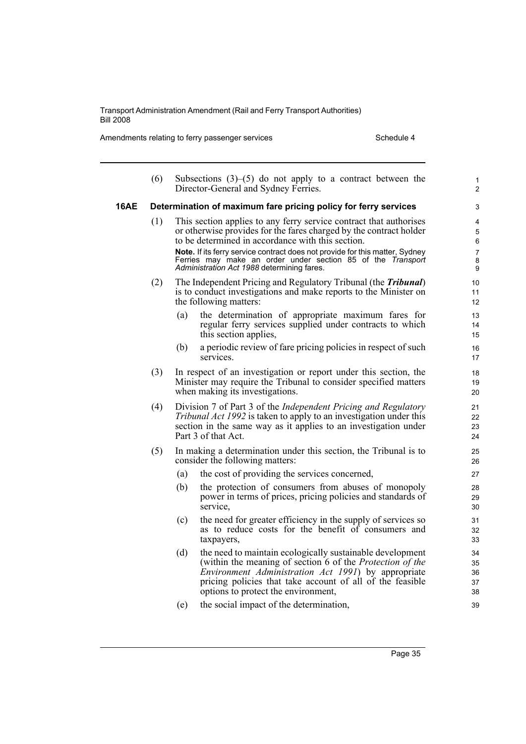(6) Subsections (3)–(5) do not apply to a contract between the Director-General and Sydney Ferries.

### 16AE Determination of maximum fare pricing policy for ferry services

(1) This section applies to any ferry service contract that authorises or otherwise provides for the fares charged by the contract holder to be determined in accordance with this section.

**Note.** If its ferry service contract does not provide for this matter, Sydney Ferries may make an order under section 85 of the *Transport Administration Act 1988* determining fares.

(2) The Independent Pricing and Regulatory Tribunal (the ***Tribunal***) is to conduct investigations and make reports to the Minister on the following matters:

(a) the determination of appropriate maximum fares for regular ferry services supplied under contracts to which this section applies,

(b) a periodic review of fare pricing policies in respect of such services.

(3) In respect of an investigation or report under this section, the Minister may require the Tribunal to consider specified matters when making its investigations.

(4) Division 7 of Part 3 of the *Independent Pricing and Regulatory Tribunal Act 1992* is taken to apply to an investigation under this section in the same way as it applies to an investigation under Part 3 of that Act.

(5) In making a determination under this section, the Tribunal is to consider the following matters:

(a) the cost of providing the services concerned,

(b) the protection of consumers from abuses of monopoly power in terms of prices, pricing policies and standards of service,

(c) the need for greater efficiency in the supply of services so as to reduce costs for the benefit of consumers and taxpayers,

(d) the need to maintain ecologically sustainable development (within the meaning of section 6 of the *Protection of the Environment Administration Act 1991*) by appropriate pricing policies that take account of all of the feasible options to protect the environment,

(e) the social impact of the determination,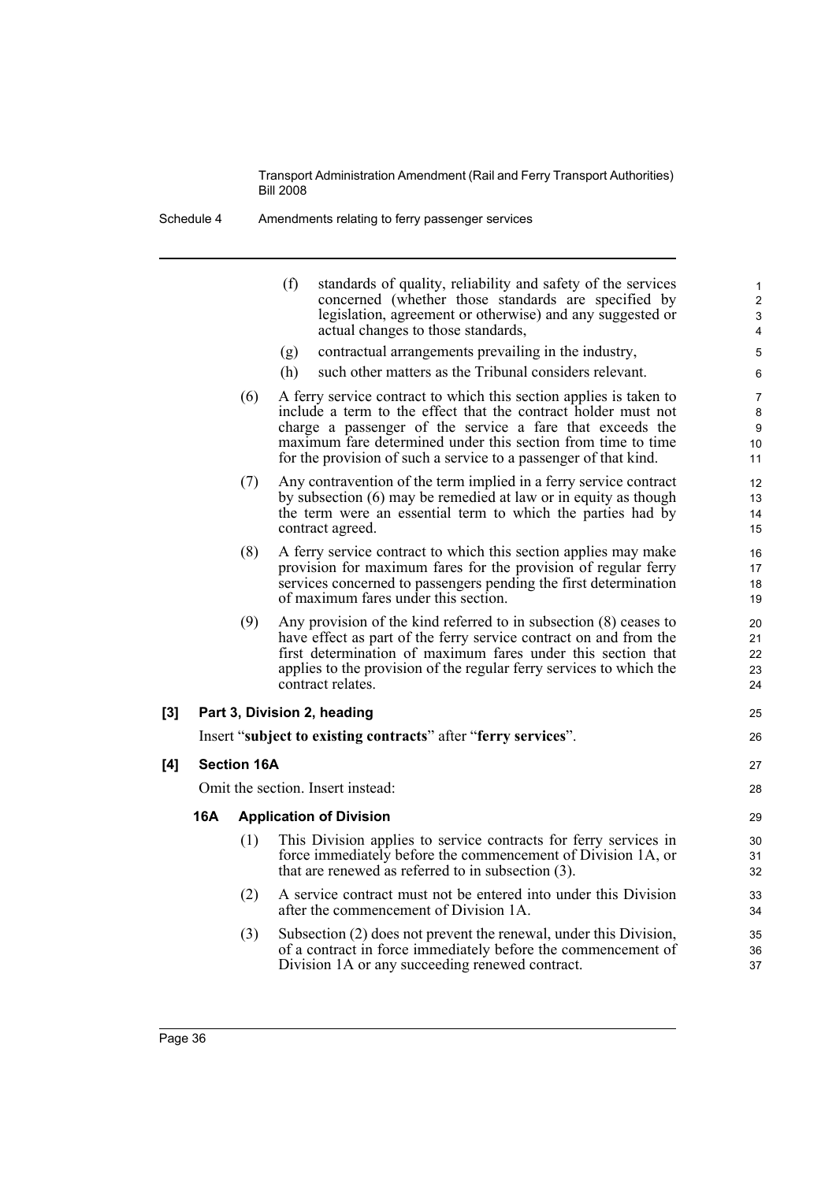(f) standards of quality, reliability and safety of the services concerned (whether those standards are specified by legislation, agreement or otherwise) and any suggested or actual changes to those standards,

(g) contractual arrangements prevailing in the industry,

(h) such other matters as the Tribunal considers relevant.

(6) A ferry service contract to which this section applies is taken to include a term to the effect that the contract holder must not charge a passenger of the service a fare that exceeds the maximum fare determined under this section from time to time for the provision of such a service to a passenger of that kind.

(7) Any contravention of the term implied in a ferry service contract by subsection (6) may be remedied at law or in equity as though the term were an essential term to which the parties had by contract agreed.

(8) A ferry service contract to which this section applies may make provision for maximum fares for the provision of regular ferry services concerned to passengers pending the first determination of maximum fares under this section.

(9) Any provision of the kind referred to in subsection (8) ceases to have effect as part of the ferry service contract on and from the first determination of maximum fares under this section that applies to the provision of the regular ferry services to which the contract relates.

**[3] Part 3, Division 2, heading**

Insert "**subject to existing contracts**" after "**ferry services**".

**[4] Section 16A**

Omit the section. Insert instead:

**16A Application of Division**

(1) This Division applies to service contracts for ferry services in force immediately before the commencement of Division 1A, or that are renewed as referred to in subsection (3).

(2) A service contract must not be entered into under this Division after the commencement of Division 1A.

(3) Subsection (2) does not prevent the renewal, under this Division, of a contract in force immediately before the commencement of Division 1A or any succeeding renewed contract.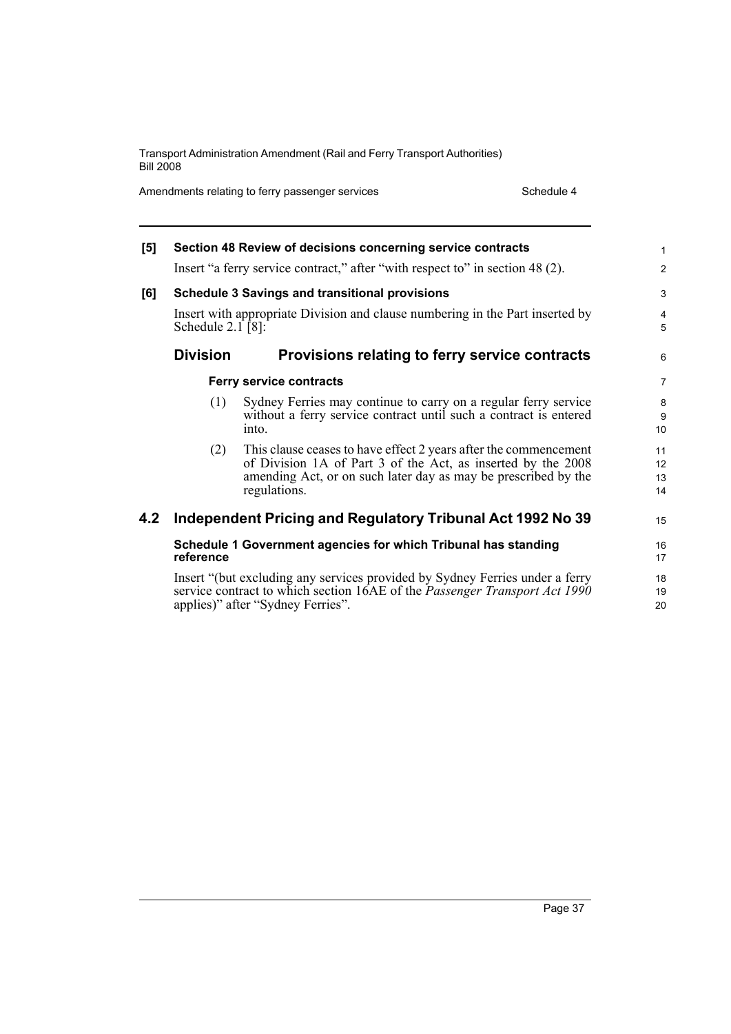**[5] Section 48 Review of decisions concerning service contracts**

Insert "a ferry service contract," after "with respect to" in section 48 (2).

**[6] Schedule 3 Savings and transitional provisions**

Insert with appropriate Division and clause numbering in the Part inserted by Schedule 2.1 [8]:

### Division Provisions relating to ferry service contracts

**Ferry service contracts**

(1) Sydney Ferries may continue to carry on a regular ferry service without a ferry service contract until such a contract is entered into.

(2) This clause ceases to have effect 2 years after the commencement of Division 1A of Part 3 of the Act, as inserted by the 2008 amending Act, or on such later day as may be prescribed by the regulations.

## 4.2 Independent Pricing and Regulatory Tribunal Act 1992 No 39

**Schedule 1 Government agencies for which Tribunal has standing reference**

Insert "(but excluding any services provided by Sydney Ferries under a ferry service contract to which section 16AE of the *Passenger Transport Act 1990* applies)" after "Sydney Ferries".